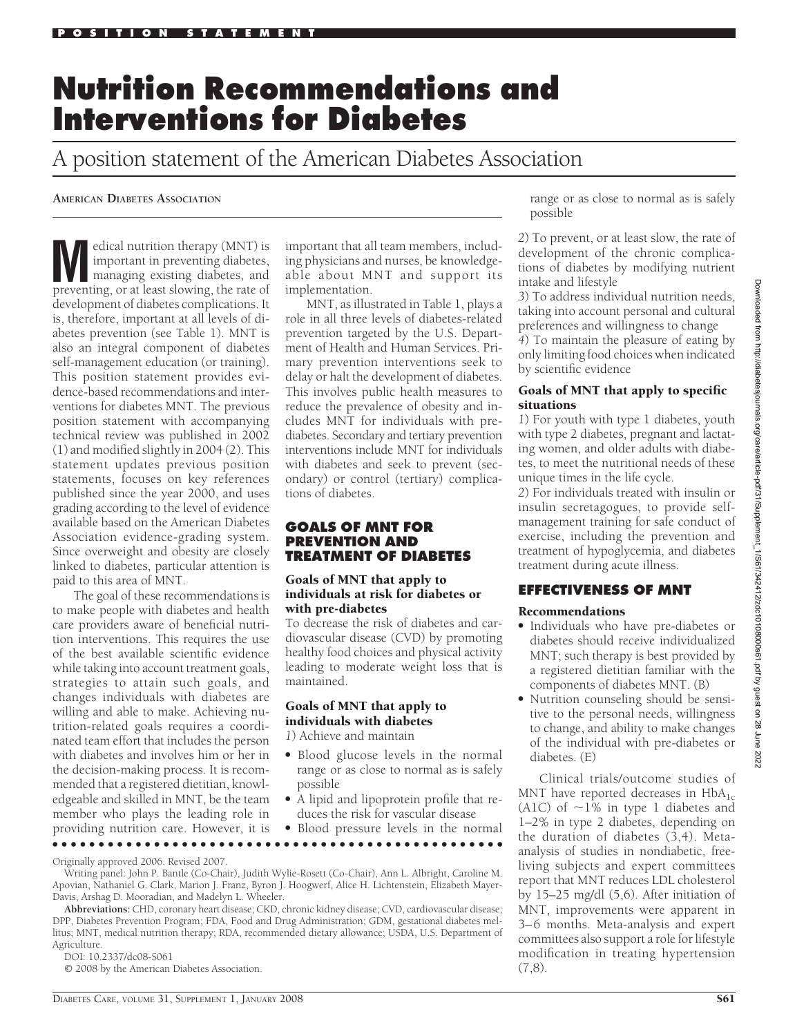# Nutrition Recommendations and Interventions for Diabetes

## A position statement of the American Diabetes Association

**American Diabetes Association**

Medical nutrition therapy (MNT) is important in preventing diabetes, managing existing diabetes, and preventing, or at least slowing, the rate of development of diabetes complications. It is, therefore, important at all levels of diabetes prevention (see Table 1). MNT is also an integral component of diabetes self-management education (or training). This position statement provides evidence-based recommendations and interventions for diabetes MNT. The previous position statement with accompanying technical review was published in 2002 (1) and modified slightly in 2004 (2). This statement updates previous position statements, focuses on key references published since the year 2000, and uses grading according to the level of evidence available based on the American Diabetes Association evidence-grading system. Since overweight and obesity are closely linked to diabetes, particular attention is paid to this area of MNT.

The goal of these recommendations is to make people with diabetes and health care providers aware of beneficial nutrition interventions. This requires the use of the best available scientific evidence while taking into account treatment goals, strategies to attain such goals, and changes individuals with diabetes are willing and able to make. Achieving nutrition-related goals requires a coordinated team effort that includes the person with diabetes and involves him or her in the decision-making process. It is recommended that a registered dietitian, knowledgeable and skilled in MNT, be the team member who plays the leading role in providing nutrition care. However, it is important that all team members, including physicians and nurses, be knowledgeable about MNT and support its implementation.

MNT, as illustrated in Table 1, plays a role in all three levels of diabetes-related prevention targeted by the U.S. Department of Health and Human Services. Primary prevention interventions seek to delay or halt the development of diabetes. This involves public health measures to reduce the prevalence of obesity and includes MNT for individuals with pre-diabetes. Secondary and tertiary prevention interventions include MNT for individuals with diabetes and seek to prevent (secondary) or control (tertiary) complications of diabetes.

## GOALS OF MNT FOR PREVENTION AND TREATMENT OF DIABETES

### Goals of MNT that apply to individuals at risk for diabetes or with pre-diabetes

To decrease the risk of diabetes and cardiovascular disease (CVD) by promoting healthy food choices and physical activity leading to moderate weight loss that is maintained.

### Goals of MNT that apply to individuals with diabetes

*1*) Achieve and maintain

- Blood glucose levels in the normal range or as close to normal as is safely possible
- A lipid and lipoprotein profile that reduces the risk for vascular disease
- Blood pressure levels in the normal range or as close to normal as is safely possible

*2*) To prevent, or at least slow, the rate of development of the chronic complications of diabetes by modifying nutrient intake and lifestyle

*3*) To address individual nutrition needs, taking into account personal and cultural preferences and willingness to change

*4*) To maintain the pleasure of eating by only limiting food choices when indicated by scientific evidence

### Goals of MNT that apply to specific situations

*1*) For youth with type 1 diabetes, youth with type 2 diabetes, pregnant and lactating women, and older adults with diabetes, to meet the nutritional needs of these unique times in the life cycle.

*2*) For individuals treated with insulin or insulin secretagogues, to provide self-management training for safe conduct of exercise, including the prevention and treatment of hypoglycemia, and diabetes treatment during acute illness.

## EFFECTIVENESS OF MNT

### Recommendations

- Individuals who have pre-diabetes or diabetes should receive individualized MNT; such therapy is best provided by a registered dietitian familiar with the components of diabetes MNT. (B)
- Nutrition counseling should be sensitive to the personal needs, willingness to change, and ability to make changes of the individual with pre-diabetes or diabetes. (E)

Clinical trials/outcome studies of MNT have reported decreases in $HbA_{1c}$ (A1C) of ~1% in type 1 diabetes and 1–2% in type 2 diabetes, depending on the duration of diabetes (3,4). Meta-analysis of studies in nondiabetic, free-living subjects and expert committees report that MNT reduces LDL cholesterol by 15–25 mg/dl (5,6). After initiation of MNT, improvements were apparent in 3–6 months. Meta-analysis and expert committees also support a role for lifestyle modification in treating hypertension (7,8).

Originally approved 2006. Revised 2007.

Writing panel: John P. Bantle (Co-Chair), Judith Wylie-Rosett (Co-Chair), Ann L. Albright, Caroline M. Apovian, Nathaniel G. Clark, Marion J. Franz, Byron J. Hoogwerf, Alice H. Lichtenstein, Elizabeth Mayer-Davis, Arshag D. Mooradian, and Madelyn L. Wheeler.

**Abbreviations:** CHD, coronary heart disease; CKD, chronic kidney disease; CVD, cardiovascular disease; DPP, Diabetes Prevention Program; FDA, Food and Drug Administration; GDM, gestational diabetes mellitus; MNT, medical nutrition therapy; RDA, recommended dietary allowance; USDA, U.S. Department of Agriculture.

DOI: 10.2337/dc08-S061

© 2008 by the American Diabetes Association.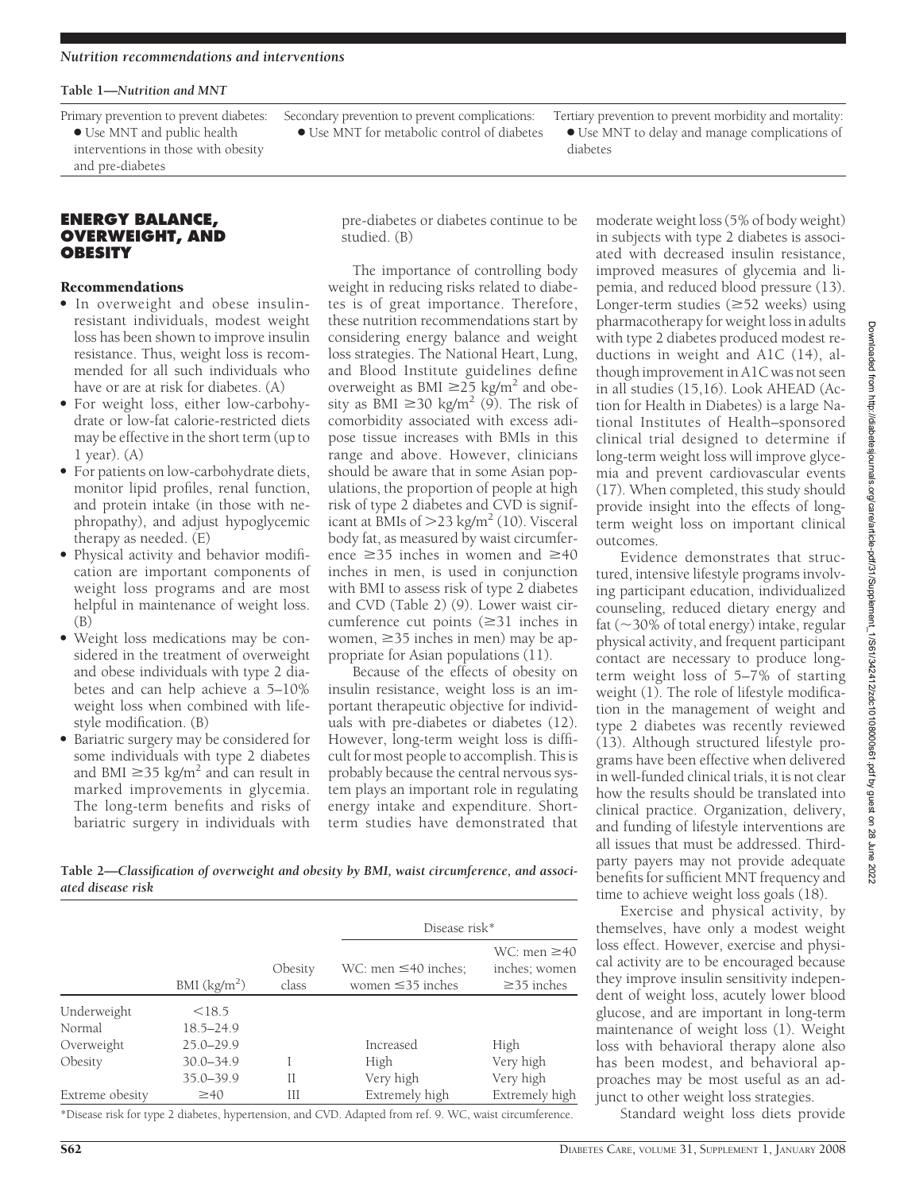**Table 1—Nutrition and MNT**

| Primary prevention to prevent diabetes: | Secondary prevention to prevent complications: | Tertiary prevention to prevent morbidity and mortality: |
|---|---|---|
| • Use MNT and public health interventions in those with obesity and pre-diabetes | • Use MNT for metabolic control of diabetes | • Use MNT to delay and manage complications of diabetes |

## ENERGY BALANCE, OVERWEIGHT, AND OBESITY

### Recommendations

- In overweight and obese insulin-resistant individuals, modest weight loss has been shown to improve insulin resistance. Thus, weight loss is recommended for all such individuals who have or are at risk for diabetes. (A)
- For weight loss, either low-carbohydrate or low-fat calorie-restricted diets may be effective in the short term (up to 1 year). (A)
- For patients on low-carbohydrate diets, monitor lipid profiles, renal function, and protein intake (in those with nephropathy), and adjust hypoglycemic therapy as needed. (E)
- Physical activity and behavior modification are important components of weight loss programs and are most helpful in maintenance of weight loss. (B)
- Weight loss medications may be considered in the treatment of overweight and obese individuals with type 2 diabetes and can help achieve a 5–10% weight loss when combined with lifestyle modification. (B)
- Bariatric surgery may be considered for some individuals with type 2 diabetes and BMI $\geq$35 kg/m$^2$ and can result in marked improvements in glycemia. The long-term benefits and risks of bariatric surgery in individuals with pre-diabetes or diabetes continue to be studied. (B)

The importance of controlling body weight in reducing risks related to diabetes is of great importance. Therefore, these nutrition recommendations start by considering energy balance and weight loss strategies. The National Heart, Lung, and Blood Institute guidelines define overweight as BMI $\geq$25 kg/m$^2$ and obesity as BMI $\geq$30 kg/m$^2$ (9). The risk of comorbidity associated with excess adipose tissue increases with BMIs in this range and above. However, clinicians should be aware that in some Asian populations, the proportion of people at high risk of type 2 diabetes and CVD is significant at BMIs of >23 kg/m$^2$ (10). Visceral body fat, as measured by waist circumference $\geq$35 inches in women and $\geq$40 inches in men, is used in conjunction with BMI to assess risk of type 2 diabetes and CVD (Table 2) (9). Lower waist circumference cut points ($\geq$31 inches in women, $\geq$35 inches in men) may be appropriate for Asian populations (11).

Because of the effects of obesity on insulin resistance, weight loss is an important therapeutic objective for individuals with pre-diabetes or diabetes (12). However, long-term weight loss is difficult for most people to accomplish. This is probably because the central nervous system plays an important role in regulating energy intake and expenditure. Short-term studies have demonstrated that moderate weight loss (5% of body weight) in subjects with type 2 diabetes is associated with decreased insulin resistance, improved measures of glycemia and lipemia, and reduced blood pressure (13). Longer-term studies ($\geq$52 weeks) using pharmacotherapy for weight loss in adults with type 2 diabetes produced modest reductions in weight and A1C (14), although improvement in A1C was not seen in all studies (15,16). Look AHEAD (Action for Health in Diabetes) is a large National Institutes of Health–sponsored clinical trial designed to determine if long-term weight loss will improve glycemia and prevent cardiovascular events (17). When completed, this study should provide insight into the effects of long-term weight loss on important clinical outcomes.

Evidence demonstrates that structured, intensive lifestyle programs involving participant education, individualized counseling, reduced dietary energy and fat (~30% of total energy) intake, regular physical activity, and frequent participant contact are necessary to produce long-term weight loss of 5–7% of starting weight (1). The role of lifestyle modification in the management of weight and type 2 diabetes was recently reviewed (13). Although structured lifestyle programs have been effective when delivered in well-funded clinical trials, it is not clear how the results should be translated into clinical practice. Organization, delivery, and funding of lifestyle interventions are all issues that must be addressed. Third-party payers may not provide adequate benefits for sufficient MNT frequency and time to achieve weight loss goals (18).

Exercise and physical activity, by themselves, have only a modest weight loss effect. However, exercise and physical activity are to be encouraged because they improve insulin sensitivity independent of weight loss, acutely lower blood glucose, and are important in long-term maintenance of weight loss (1). Weight loss with behavioral therapy alone also has been modest, and behavioral approaches may be most useful as an adjunct to other weight loss strategies.

**Table 2—Classification of overweight and obesity by BMI, waist circumference, and associated disease risk**

| | | | Disease risk* | |
|---|---|---|---|---|
| | BMI (kg/m$^2$) | Obesity class | WC: men $\leq$40 inches; women $\leq$35 inches | WC: men $\geq$40 inches; women $\geq$35 inches |
| Underweight | <18.5 | | | |
| Normal | 18.5–24.9 | | | |
| Overweight | 25.0–29.9 | | Increased | High |
| Obesity | 30.0–34.9 | I | High | Very high |
| | 35.0–39.9 | II | Very high | Very high |
| Extreme obesity | $\geq$40 | III | Extremely high | Extremely high |

*Disease risk for type 2 diabetes, hypertension, and CVD. Adapted from ref. 9. WC, waist circumference.

Standard weight loss diets provide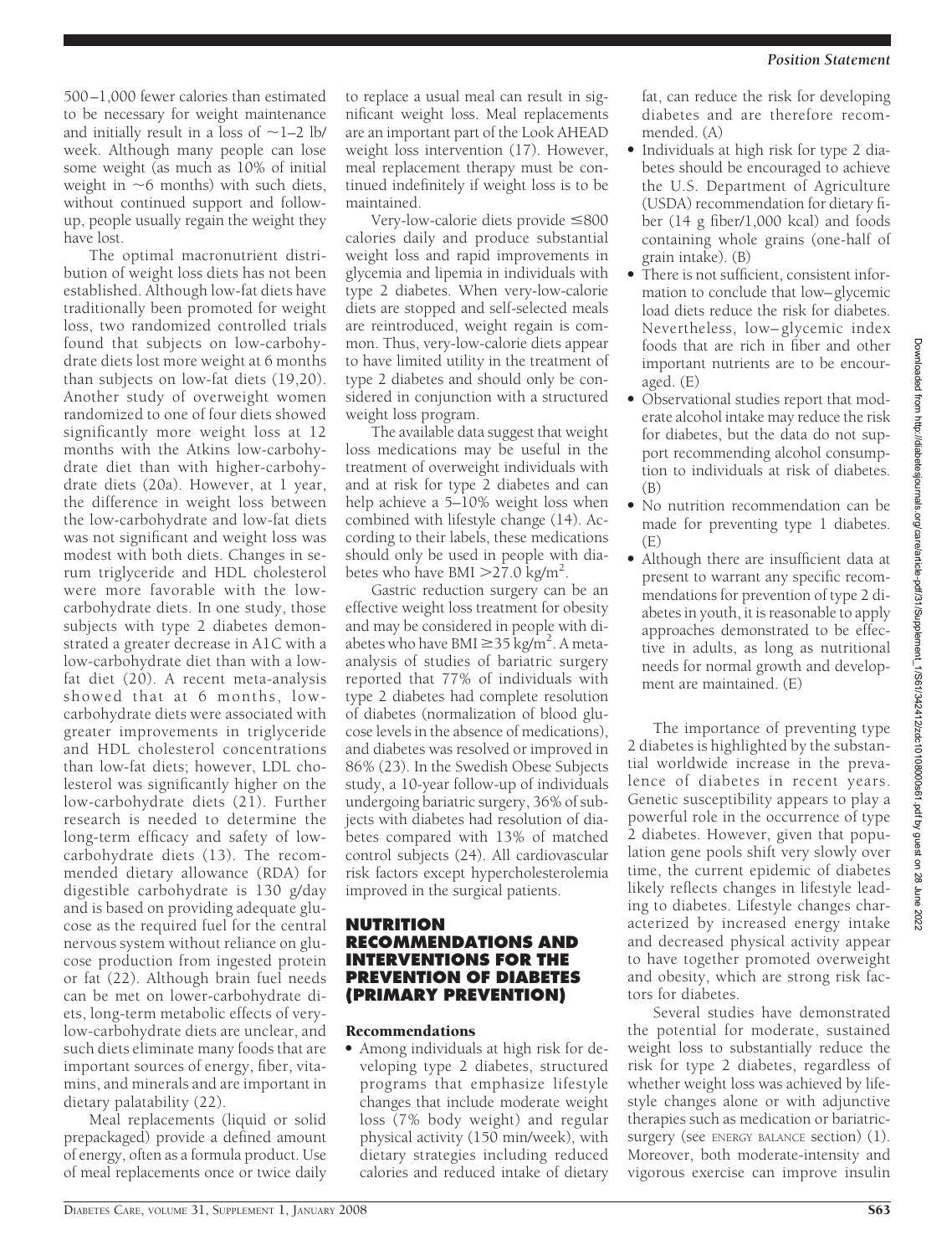500–1,000 fewer calories than estimated to be necessary for weight maintenance and initially result in a loss of ~1–2 lb/week. Although many people can lose some weight (as much as 10% of initial weight in ~6 months) with such diets, without continued support and follow-up, people usually regain the weight they have lost.

The optimal macronutrient distribution of weight loss diets has not been established. Although low-fat diets have traditionally been promoted for weight loss, two randomized controlled trials found that subjects on low-carbohydrate diets lost more weight at 6 months than subjects on low-fat diets (19,20). Another study of overweight women randomized to one of four diets showed significantly more weight loss at 12 months with the Atkins low-carbohydrate diet than with higher-carbohydrate diets (20a). However, at 1 year, the difference in weight loss between the low-carbohydrate and low-fat diets was not significant and weight loss was modest with both diets. Changes in serum triglyceride and HDL cholesterol were more favorable with the low-carbohydrate diets. In one study, those subjects with type 2 diabetes demonstrated a greater decrease in A1C with a low-carbohydrate diet than with a low-fat diet (20). A recent meta-analysis showed that at 6 months, low-carbohydrate diets were associated with greater improvements in triglyceride and HDL cholesterol concentrations than low-fat diets; however, LDL cholesterol was significantly higher on the low-carbohydrate diets (21). Further research is needed to determine the long-term efficacy and safety of low-carbohydrate diets (13). The recommended dietary allowance (RDA) for digestible carbohydrate is 130 g/day and is based on providing adequate glucose as the required fuel for the central nervous system without reliance on glucose production from ingested protein or fat (22). Although brain fuel needs can be met on lower-carbohydrate diets, long-term metabolic effects of very-low-carbohydrate diets are unclear, and such diets eliminate many foods that are important sources of energy, fiber, vitamins, and minerals and are important in dietary palatability (22).

Meal replacements (liquid or solid prepackaged) provide a defined amount of energy, often as a formula product. Use of meal replacements once or twice daily to replace a usual meal can result in significant weight loss. Meal replacements are an important part of the Look AHEAD weight loss intervention (17). However, meal replacement therapy must be continued indefinitely if weight loss is to be maintained.

Very-low-calorie diets provide ≤800 calories daily and produce substantial weight loss and rapid improvements in glycemia and lipemia in individuals with type 2 diabetes. When very-low-calorie diets are stopped and self-selected meals are reintroduced, weight regain is common. Thus, very-low-calorie diets appear to have limited utility in the treatment of type 2 diabetes and should only be considered in conjunction with a structured weight loss program.

The available data suggest that weight loss medications may be useful in the treatment of overweight individuals with and at risk for type 2 diabetes and can help achieve a 5–10% weight loss when combined with lifestyle change (14). According to their labels, these medications should only be used in people with diabetes who have BMI $>27.0$ kg/m$^2$.

Gastric reduction surgery can be an effective weight loss treatment for obesity and may be considered in people with diabetes who have BMI $\geq 35$ kg/m$^2$. A meta-analysis of studies of bariatric surgery reported that 77% of individuals with type 2 diabetes had complete resolution of diabetes (normalization of blood glucose levels in the absence of medications), and diabetes was resolved or improved in 86% (23). In the Swedish Obese Subjects study, a 10-year follow-up of individuals undergoing bariatric surgery, 36% of subjects with diabetes had resolution of diabetes compared with 13% of matched control subjects (24). All cardiovascular risk factors except hypercholesterolemia improved in the surgical patients.

## NUTRITION RECOMMENDATIONS AND INTERVENTIONS FOR THE PREVENTION OF DIABETES (PRIMARY PREVENTION)

### Recommendations

- Among individuals at high risk for developing type 2 diabetes, structured programs that emphasize lifestyle changes that include moderate weight loss (7% body weight) and regular physical activity (150 min/week), with dietary strategies including reduced calories and reduced intake of dietary fat, can reduce the risk for developing diabetes and are therefore recommended. (A)
- Individuals at high risk for type 2 diabetes should be encouraged to achieve the U.S. Department of Agriculture (USDA) recommendation for dietary fiber (14 g fiber/1,000 kcal) and foods containing whole grains (one-half of grain intake). (B)
- There is not sufficient, consistent information to conclude that low–glycemic load diets reduce the risk for diabetes. Nevertheless, low–glycemic index foods that are rich in fiber and other important nutrients are to be encouraged. (E)
- Observational studies report that moderate alcohol intake may reduce the risk for diabetes, but the data do not support recommending alcohol consumption to individuals at risk of diabetes. (B)
- No nutrition recommendation can be made for preventing type 1 diabetes. (E)
- Although there are insufficient data at present to warrant any specific recommendations for prevention of type 2 diabetes in youth, it is reasonable to apply approaches demonstrated to be effective in adults, as long as nutritional needs for normal growth and development are maintained. (E)

The importance of preventing type 2 diabetes is highlighted by the substantial worldwide increase in the prevalence of diabetes in recent years. Genetic susceptibility appears to play a powerful role in the occurrence of type 2 diabetes. However, given that population gene pools shift very slowly over time, the current epidemic of diabetes likely reflects changes in lifestyle leading to diabetes. Lifestyle changes characterized by increased energy intake and decreased physical activity appear to have together promoted overweight and obesity, which are strong risk factors for diabetes.

Several studies have demonstrated the potential for moderate, sustained weight loss to substantially reduce the risk for type 2 diabetes, regardless of whether weight loss was achieved by lifestyle changes alone or with adjunctive therapies such as medication or bariatric-surgery (see ENERGY BALANCE section) (1). Moreover, both moderate-intensity and vigorous exercise can improve insulin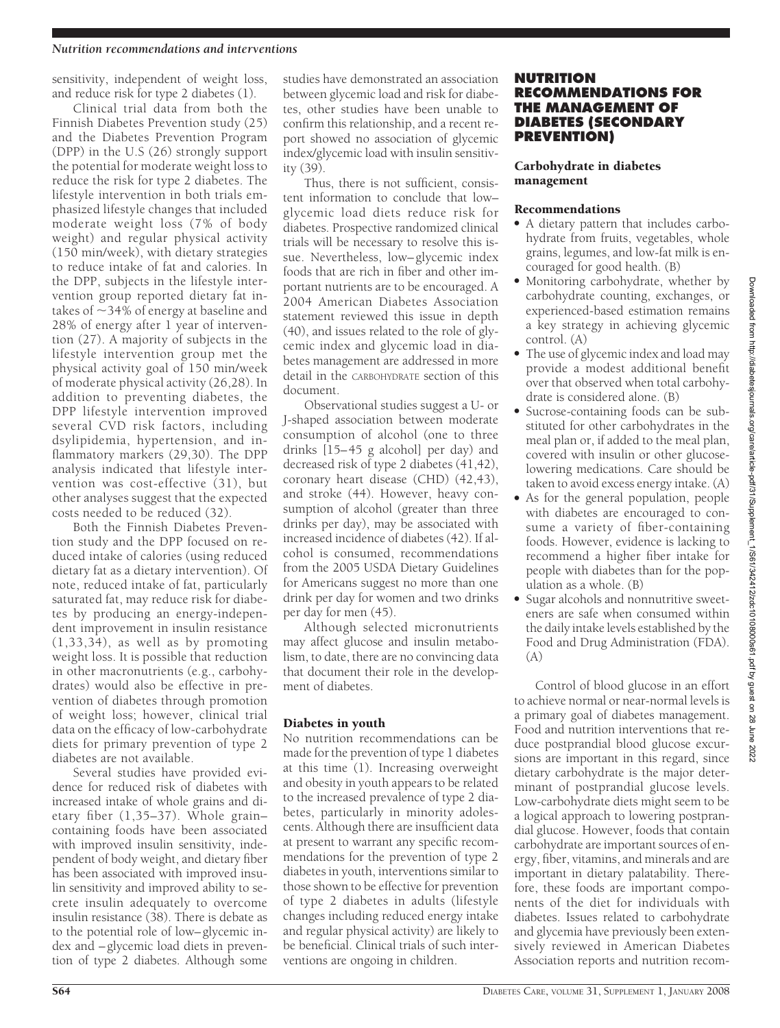sensitivity, independent of weight loss, and reduce risk for type 2 diabetes (1).

Clinical trial data from both the Finnish Diabetes Prevention study (25) and the Diabetes Prevention Program (DPP) in the U.S (26) strongly support the potential for moderate weight loss to reduce the risk for type 2 diabetes. The lifestyle intervention in both trials emphasized lifestyle changes that included moderate weight loss (7% of body weight) and regular physical activity (150 min/week), with dietary strategies to reduce intake of fat and calories. In the DPP, subjects in the lifestyle intervention group reported dietary fat intakes of ~34% of energy at baseline and 28% of energy after 1 year of intervention (27). A majority of subjects in the lifestyle intervention group met the physical activity goal of 150 min/week of moderate physical activity (26,28). In addition to preventing diabetes, the DPP lifestyle intervention improved several CVD risk factors, including dsylipidemia, hypertension, and inflammatory markers (29,30). The DPP analysis indicated that lifestyle intervention was cost-effective (31), but other analyses suggest that the expected costs needed to be reduced (32).

Both the Finnish Diabetes Prevention study and the DPP focused on reduced intake of calories (using reduced dietary fat as a dietary intervention). Of note, reduced intake of fat, particularly saturated fat, may reduce risk for diabetes by producing an energy-independent improvement in insulin resistance (1,33,34), as well as by promoting weight loss. It is possible that reduction in other macronutrients (e.g., carbohydrates) would also be effective in prevention of diabetes through promotion of weight loss; however, clinical trial data on the efficacy of low-carbohydrate diets for primary prevention of type 2 diabetes are not available.

Several studies have provided evidence for reduced risk of diabetes with increased intake of whole grains and dietary fiber (1,35–37). Whole grain–containing foods have been associated with improved insulin sensitivity, independent of body weight, and dietary fiber has been associated with improved insulin sensitivity and improved ability to secrete insulin adequately to overcome insulin resistance (38). There is debate as to the potential role of low–glycemic index and –glycemic load diets in prevention of type 2 diabetes. Although some studies have demonstrated an association between glycemic load and risk for diabetes, other studies have been unable to confirm this relationship, and a recent report showed no association of glycemic index/glycemic load with insulin sensitivity (39).

Thus, there is not sufficient, consistent information to conclude that low–glycemic load diets reduce risk for diabetes. Prospective randomized clinical trials will be necessary to resolve this issue. Nevertheless, low–glycemic index foods that are rich in fiber and other important nutrients are to be encouraged. A 2004 American Diabetes Association statement reviewed this issue in depth (40), and issues related to the role of glycemic index and glycemic load in diabetes management are addressed in more detail in the CARBOHYDRATE section of this document.

Observational studies suggest a U- or J-shaped association between moderate consumption of alcohol (one to three drinks [15–45 g alcohol] per day) and decreased risk of type 2 diabetes (41,42), coronary heart disease (CHD) (42,43), and stroke (44). However, heavy consumption of alcohol (greater than three drinks per day), may be associated with increased incidence of diabetes (42). If alcohol is consumed, recommendations from the 2005 USDA Dietary Guidelines for Americans suggest no more than one drink per day for women and two drinks per day for men (45).

Although selected micronutrients may affect glucose and insulin metabolism, to date, there are no convincing data that document their role in the development of diabetes.

### Diabetes in youth

No nutrition recommendations can be made for the prevention of type 1 diabetes at this time (1). Increasing overweight and obesity in youth appears to be related to the increased prevalence of type 2 diabetes, particularly in minority adolescents. Although there are insufficient data at present to warrant any specific recommendations for the prevention of type 2 diabetes in youth, interventions similar to those shown to be effective for prevention of type 2 diabetes in adults (lifestyle changes including reduced energy intake and regular physical activity) are likely to be beneficial. Clinical trials of such interventions are ongoing in children.

## NUTRITION RECOMMENDATIONS FOR THE MANAGEMENT OF DIABETES (SECONDARY PREVENTION)

### Carbohydrate in diabetes management

#### Recommendations

- A dietary pattern that includes carbohydrate from fruits, vegetables, whole grains, legumes, and low-fat milk is encouraged for good health. (B)
- Monitoring carbohydrate, whether by carbohydrate counting, exchanges, or experienced-based estimation remains a key strategy in achieving glycemic control. (A)
- The use of glycemic index and load may provide a modest additional benefit over that observed when total carbohydrate is considered alone. (B)
- Sucrose-containing foods can be substituted for other carbohydrates in the meal plan or, if added to the meal plan, covered with insulin or other glucose-lowering medications. Care should be taken to avoid excess energy intake. (A)
- As for the general population, people with diabetes are encouraged to consume a variety of fiber-containing foods. However, evidence is lacking to recommend a higher fiber intake for people with diabetes than for the population as a whole. (B)
- Sugar alcohols and nonnutritive sweeteners are safe when consumed within the daily intake levels established by the Food and Drug Administration (FDA). (A)

Control of blood glucose in an effort to achieve normal or near-normal levels is a primary goal of diabetes management. Food and nutrition interventions that reduce postprandial blood glucose excursions are important in this regard, since dietary carbohydrate is the major determinant of postprandial glucose levels. Low-carbohydrate diets might seem to be a logical approach to lowering postprandial glucose. However, foods that contain carbohydrate are important sources of energy, fiber, vitamins, and minerals and are important in dietary palatability. Therefore, these foods are important components of the diet for individuals with diabetes. Issues related to carbohydrate and glycemia have previously been extensively reviewed in American Diabetes Association reports and nutrition recom-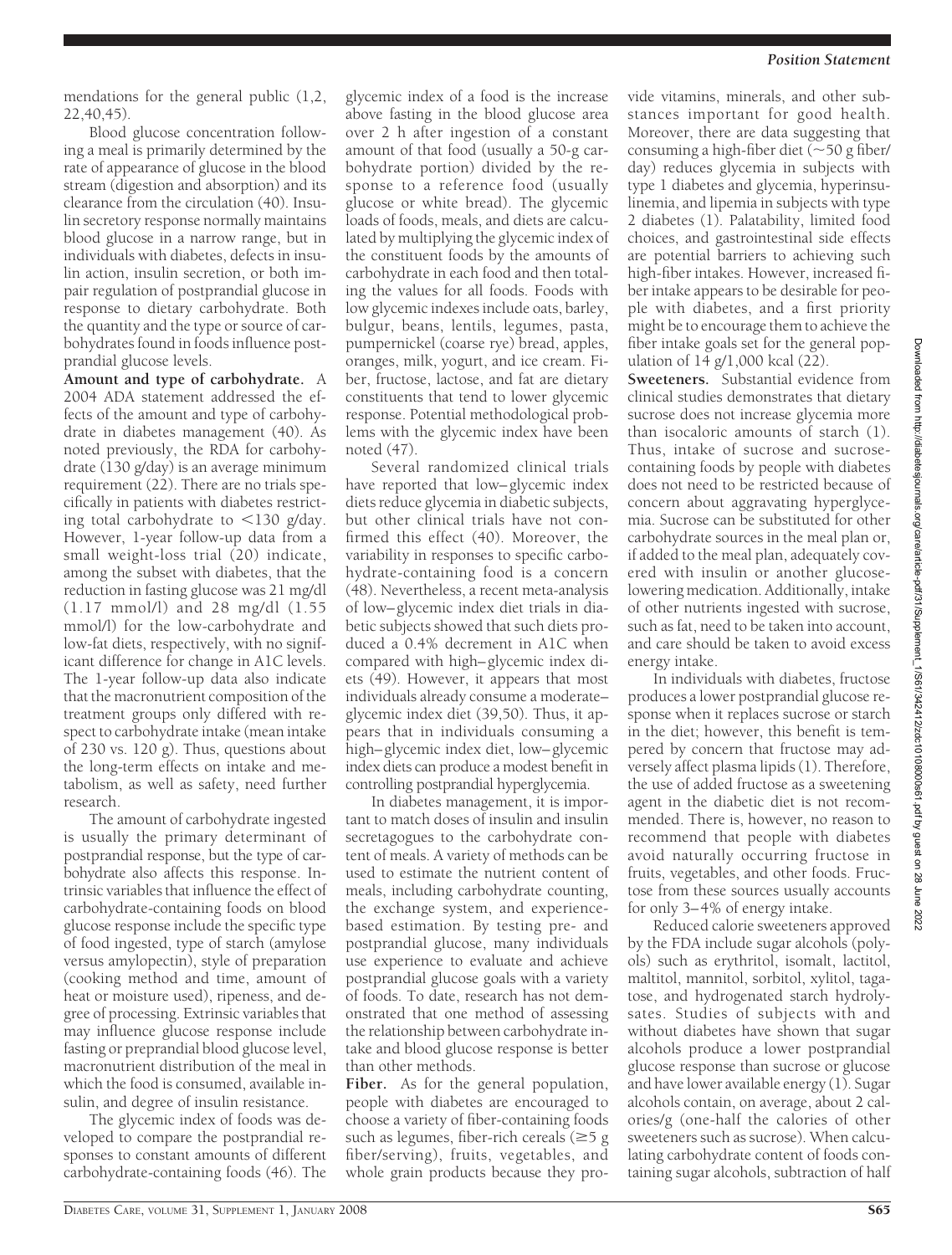mendations for the general public (1,2, 22,40,45).

Blood glucose concentration following a meal is primarily determined by the rate of appearance of glucose in the blood stream (digestion and absorption) and its clearance from the circulation (40). Insulin secretory response normally maintains blood glucose in a narrow range, but in individuals with diabetes, defects in insulin action, insulin secretion, or both impair regulation of postprandial glucose in response to dietary carbohydrate. Both the quantity and the type or source of carbohydrates found in foods influence postprandial glucose levels.

**Amount and type of carbohydrate.** A 2004 ADA statement addressed the effects of the amount and type of carbohydrate in diabetes management (40). As noted previously, the RDA for carbohydrate (130 g/day) is an average minimum requirement (22). There are no trials specifically in patients with diabetes restricting total carbohydrate to <130 g/day. However, 1-year follow-up data from a small weight-loss trial (20) indicate, among the subset with diabetes, that the reduction in fasting glucose was 21 mg/dl (1.17 mmol/l) and 28 mg/dl (1.55 mmol/l) for the low-carbohydrate and low-fat diets, respectively, with no significant difference for change in A1C levels. The 1-year follow-up data also indicate that the macronutrient composition of the treatment groups only differed with respect to carbohydrate intake (mean intake of 230 vs. 120 g). Thus, questions about the long-term effects on intake and metabolism, as well as safety, need further research.

The amount of carbohydrate ingested is usually the primary determinant of postprandial response, but the type of carbohydrate also affects this response. Intrinsic variables that influence the effect of carbohydrate-containing foods on blood glucose response include the specific type of food ingested, type of starch (amylose versus amylopectin), style of preparation (cooking method and time, amount of heat or moisture used), ripeness, and degree of processing. Extrinsic variables that may influence glucose response include fasting or preprandial blood glucose level, macronutrient distribution of the meal in which the food is consumed, available insulin, and degree of insulin resistance.

The glycemic index of foods was developed to compare the postprandial responses to constant amounts of different carbohydrate-containing foods (46). The glycemic index of a food is the increase above fasting in the blood glucose area over 2 h after ingestion of a constant amount of that food (usually a 50-g carbohydrate portion) divided by the response to a reference food (usually glucose or white bread). The glycemic loads of foods, meals, and diets are calculated by multiplying the glycemic index of the constituent foods by the amounts of carbohydrate in each food and then totaling the values for all foods. Foods with low glycemic indexes include oats, barley, bulgur, beans, lentils, legumes, pasta, pumpernickel (coarse rye) bread, apples, oranges, milk, yogurt, and ice cream. Fiber, fructose, lactose, and fat are dietary constituents that tend to lower glycemic response. Potential methodological problems with the glycemic index have been noted (47).

Several randomized clinical trials have reported that low–glycemic index diets reduce glycemia in diabetic subjects, but other clinical trials have not confirmed this effect (40). Moreover, the variability in responses to specific carbohydrate-containing food is a concern (48). Nevertheless, a recent meta-analysis of low–glycemic index diet trials in diabetic subjects showed that such diets produced a 0.4% decrement in A1C when compared with high–glycemic index diets (49). However, it appears that most individuals already consume a moderate–glycemic index diet (39,50). Thus, it appears that in individuals consuming a high–glycemic index diet, low–glycemic index diets can produce a modest benefit in controlling postprandial hyperglycemia.

In diabetes management, it is important to match doses of insulin and insulin secretagogues to the carbohydrate content of meals. A variety of methods can be used to estimate the nutrient content of meals, including carbohydrate counting, the exchange system, and experience-based estimation. By testing pre- and postprandial glucose, many individuals use experience to evaluate and achieve postprandial glucose goals with a variety of foods. To date, research has not demonstrated that one method of assessing the relationship between carbohydrate intake and blood glucose response is better than other methods.

**Fiber.** As for the general population, people with diabetes are encouraged to choose a variety of fiber-containing foods such as legumes, fiber-rich cereals (≥5 g fiber/serving), fruits, vegetables, and whole grain products because they provide vitamins, minerals, and other substances important for good health. Moreover, there are data suggesting that consuming a high-fiber diet (~50 g fiber/day) reduces glycemia in subjects with type 1 diabetes and glycemia, hyperinsulinemia, and lipemia in subjects with type 2 diabetes (1). Palatability, limited food choices, and gastrointestinal side effects are potential barriers to achieving such high-fiber intakes. However, increased fiber intake appears to be desirable for people with diabetes, and a first priority might be to encourage them to achieve the fiber intake goals set for the general population of 14 g/1,000 kcal (22).

**Sweeteners.** Substantial evidence from clinical studies demonstrates that dietary sucrose does not increase glycemia more than isocaloric amounts of starch (1). Thus, intake of sucrose and sucrose-containing foods by people with diabetes does not need to be restricted because of concern about aggravating hyperglycemia. Sucrose can be substituted for other carbohydrate sources in the meal plan or, if added to the meal plan, adequately covered with insulin or another glucose-lowering medication. Additionally, intake of other nutrients ingested with sucrose, such as fat, need to be taken into account, and care should be taken to avoid excess energy intake.

In individuals with diabetes, fructose produces a lower postprandial glucose response when it replaces sucrose or starch in the diet; however, this benefit is tempered by concern that fructose may adversely affect plasma lipids (1). Therefore, the use of added fructose as a sweetening agent in the diabetic diet is not recommended. There is, however, no reason to recommend that people with diabetes avoid naturally occurring fructose in fruits, vegetables, and other foods. Fructose from these sources usually accounts for only 3–4% of energy intake.

Reduced calorie sweeteners approved by the FDA include sugar alcohols (polyols) such as erythritol, isomalt, lactitol, maltitol, mannitol, sorbitol, xylitol, tagatose, and hydrogenated starch hydrolysates. Studies of subjects with and without diabetes have shown that sugar alcohols produce a lower postprandial glucose response than sucrose or glucose and have lower available energy (1). Sugar alcohols contain, on average, about 2 calories/g (one-half the calories of other sweeteners such as sucrose). When calculating carbohydrate content of foods containing sugar alcohols, subtraction of half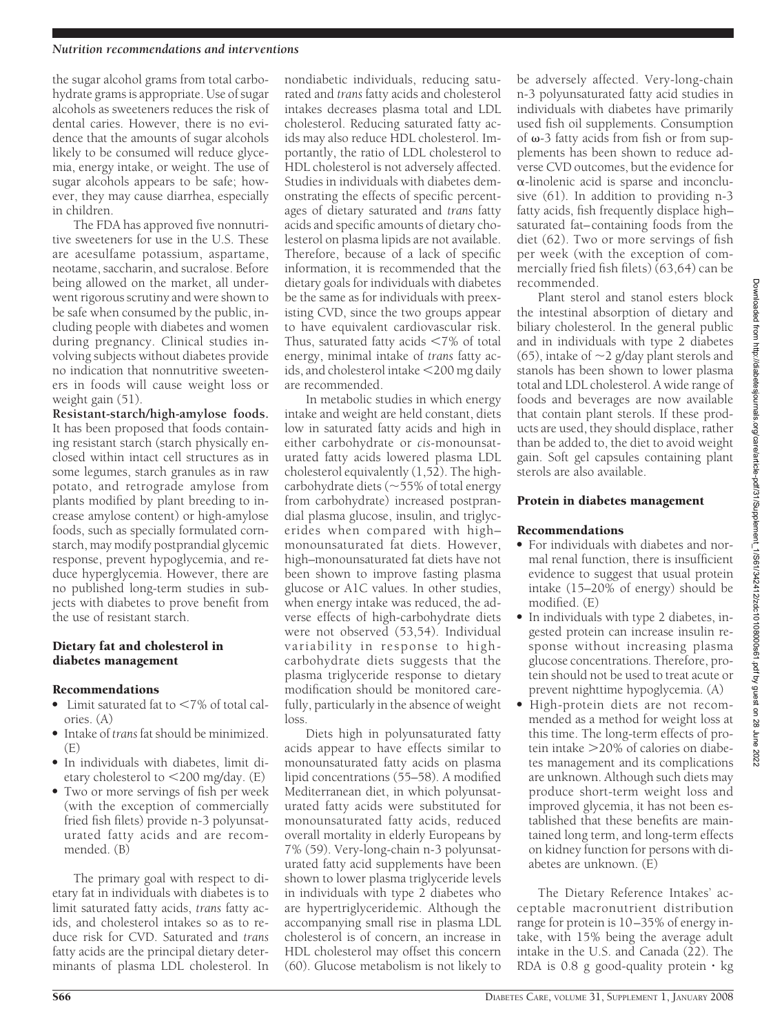the sugar alcohol grams from total carbohydrate grams is appropriate. Use of sugar alcohols as sweeteners reduces the risk of dental caries. However, there is no evidence that the amounts of sugar alcohols likely to be consumed will reduce glycemia, energy intake, or weight. The use of sugar alcohols appears to be safe; however, they may cause diarrhea, especially in children.

The FDA has approved five nonnutritive sweeteners for use in the U.S. These are acesulfame potassium, aspartame, neotame, saccharin, and sucralose. Before being allowed on the market, all underwent rigorous scrutiny and were shown to be safe when consumed by the public, including people with diabetes and women during pregnancy. Clinical studies involving subjects without diabetes provide no indication that nonnutritive sweeteners in foods will cause weight loss or weight gain (51).

**Resistant-starch/high-amylose foods.** It has been proposed that foods containing resistant starch (starch physically enclosed within intact cell structures as in some legumes, starch granules as in raw potato, and retrograde amylose from plants modified by plant breeding to increase amylose content) or high-amylose foods, such as specially formulated cornstarch, may modify postprandial glycemic response, prevent hypoglycemia, and reduce hyperglycemia. However, there are no published long-term studies in subjects with diabetes to prove benefit from the use of resistant starch.

## Dietary fat and cholesterol in diabetes management

### Recommendations

- Limit saturated fat to <7% of total calories. (A)
- Intake of *trans* fat should be minimized. (E)
- In individuals with diabetes, limit dietary cholesterol to <200 mg/day. (E)
- Two or more servings of fish per week (with the exception of commercially fried fish filets) provide n-3 polyunsaturated fatty acids and are recommended. (B)

The primary goal with respect to dietary fat in individuals with diabetes is to limit saturated fatty acids, *trans* fatty acids, and cholesterol intakes so as to reduce risk for CVD. Saturated and *trans* fatty acids are the principal dietary determinants of plasma LDL cholesterol. In nondiabetic individuals, reducing saturated and *trans* fatty acids and cholesterol intakes decreases plasma total and LDL cholesterol. Reducing saturated fatty acids may also reduce HDL cholesterol. Importantly, the ratio of LDL cholesterol to HDL cholesterol is not adversely affected. Studies in individuals with diabetes demonstrating the effects of specific percentages of dietary saturated and *trans* fatty acids and specific amounts of dietary cholesterol on plasma lipids are not available. Therefore, because of a lack of specific information, it is recommended that the dietary goals for individuals with diabetes be the same as for individuals with preexisting CVD, since the two groups appear to have equivalent cardiovascular risk. Thus, saturated fatty acids <7% of total energy, minimal intake of *trans* fatty acids, and cholesterol intake <200 mg daily are recommended.

In metabolic studies in which energy intake and weight are held constant, diets low in saturated fatty acids and high in either carbohydrate or *cis*-monounsaturated fatty acids lowered plasma LDL cholesterol equivalently (1,52). The high-carbohydrate diets (~55% of total energy from carbohydrate) increased postprandial plasma glucose, insulin, and triglycerides when compared with high–monounsaturated fat diets. However, high–monounsaturated fat diets have not been shown to improve fasting plasma glucose or A1C values. In other studies, when energy intake was reduced, the adverse effects of high-carbohydrate diets were not observed (53,54). Individual variability in response to high-carbohydrate diets suggests that the plasma triglyceride response to dietary modification should be monitored carefully, particularly in the absence of weight loss.

Diets high in polyunsaturated fatty acids appear to have effects similar to monounsaturated fatty acids on plasma lipid concentrations (55–58). A modified Mediterranean diet, in which polyunsaturated fatty acids were substituted for monounsaturated fatty acids, reduced overall mortality in elderly Europeans by 7% (59). Very-long-chain n-3 polyunsaturated fatty acid supplements have been shown to lower plasma triglyceride levels in individuals with type 2 diabetes who are hypertriglyceridemic. Although the accompanying small rise in plasma LDL cholesterol is of concern, an increase in HDL cholesterol may offset this concern (60). Glucose metabolism is not likely to be adversely affected. Very-long-chain n-3 polyunsaturated fatty acid studies in individuals with diabetes have primarily used fish oil supplements. Consumption of ω-3 fatty acids from fish or from supplements has been shown to reduce adverse CVD outcomes, but the evidence for α-linolenic acid is sparse and inconclusive (61). In addition to providing n-3 fatty acids, fish frequently displace high–saturated fat–containing foods from the diet (62). Two or more servings of fish per week (with the exception of commercially fried fish filets) (63,64) can be recommended.

Plant sterol and stanol esters block the intestinal absorption of dietary and biliary cholesterol. In the general public and in individuals with type 2 diabetes (65), intake of ~2 g/day plant sterols and stanols has been shown to lower plasma total and LDL cholesterol. A wide range of foods and beverages are now available that contain plant sterols. If these products are used, they should displace, rather than be added to, the diet to avoid weight gain. Soft gel capsules containing plant sterols are also available.

## Protein in diabetes management

### Recommendations

- For individuals with diabetes and normal renal function, there is insufficient evidence to suggest that usual protein intake (15–20% of energy) should be modified. (E)
- In individuals with type 2 diabetes, ingested protein can increase insulin response without increasing plasma glucose concentrations. Therefore, protein should not be used to treat acute or prevent nighttime hypoglycemia. (A)
- High-protein diets are not recommended as a method for weight loss at this time. The long-term effects of protein intake >20% of calories on diabetes management and its complications are unknown. Although such diets may produce short-term weight loss and improved glycemia, it has not been established that these benefits are maintained long term, and long-term effects on kidney function for persons with diabetes are unknown. (E)

The Dietary Reference Intakes' acceptable macronutrient distribution range for protein is 10–35% of energy intake, with 15% being the average adult intake in the U.S. and Canada (22). The RDA is 0.8 g good-quality protein · kg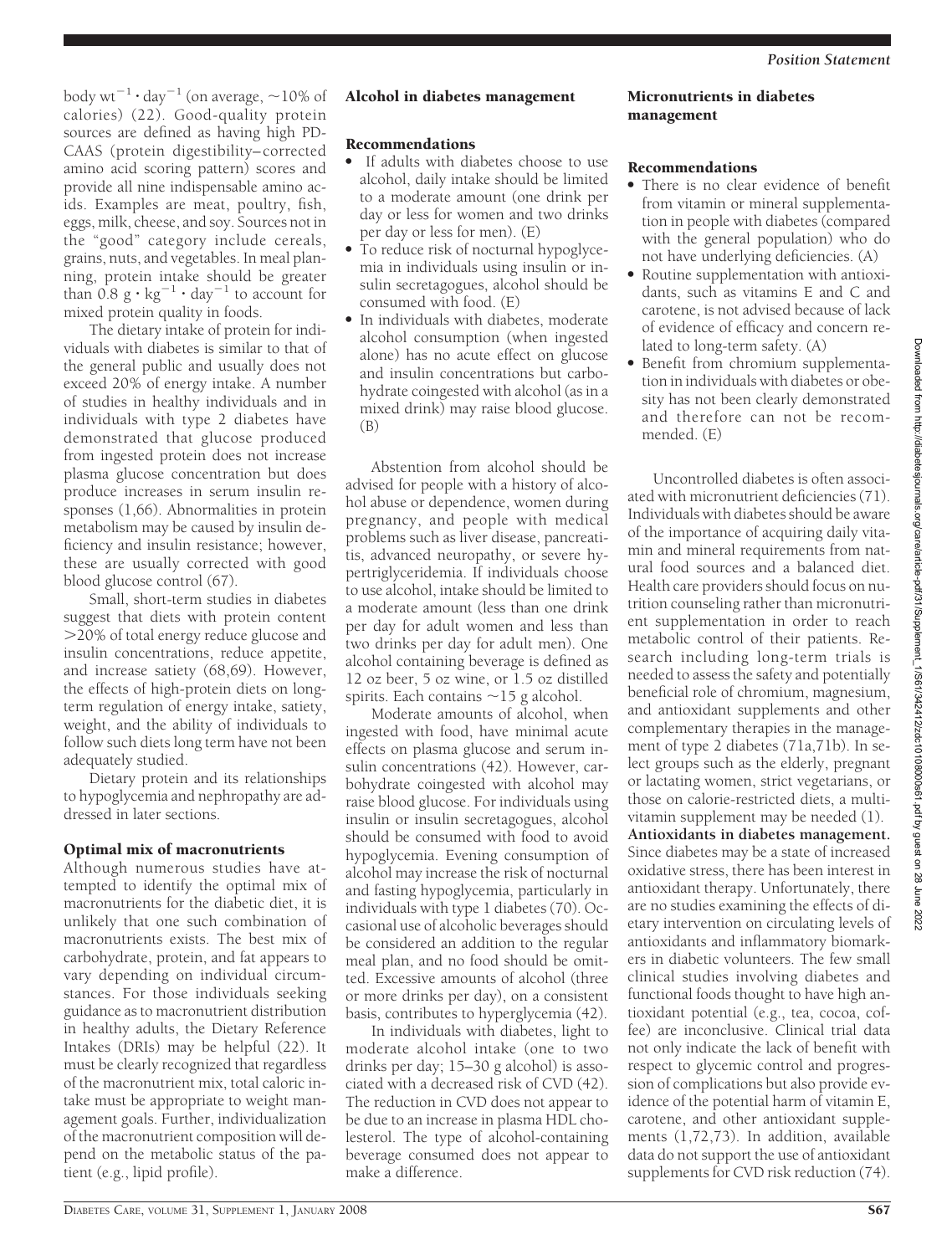body $wt^{-1} \cdot day^{-1}$ (on average, ~10% of calories) (22). Good-quality protein sources are defined as having high PDCAAS (protein digestibility–corrected amino acid scoring pattern) scores and provide all nine indispensable amino acids. Examples are meat, poultry, fish, eggs, milk, cheese, and soy. Sources not in the "good" category include cereals, grains, nuts, and vegetables. In meal planning, protein intake should be greater than $0.8\ g \cdot kg^{-1} \cdot day^{-1}$ to account for mixed protein quality in foods.

The dietary intake of protein for individuals with diabetes is similar to that of the general public and usually does not exceed 20% of energy intake. A number of studies in healthy individuals and in individuals with type 2 diabetes have demonstrated that glucose produced from ingested protein does not increase plasma glucose concentration but does produce increases in serum insulin responses (1,66). Abnormalities in protein metabolism may be caused by insulin deficiency and insulin resistance; however, these are usually corrected with good blood glucose control (67).

Small, short-term studies in diabetes suggest that diets with protein content >20% of total energy reduce glucose and insulin concentrations, reduce appetite, and increase satiety (68,69). However, the effects of high-protein diets on long-term regulation of energy intake, satiety, weight, and the ability of individuals to follow such diets long term have not been adequately studied.

Dietary protein and its relationships to hypoglycemia and nephropathy are addressed in later sections.

### Optimal mix of macronutrients

Although numerous studies have attempted to identify the optimal mix of macronutrients for the diabetic diet, it is unlikely that one such combination of macronutrients exists. The best mix of carbohydrate, protein, and fat appears to vary depending on individual circumstances. For those individuals seeking guidance as to macronutrient distribution in healthy adults, the Dietary Reference Intakes (DRIs) may be helpful (22). It must be clearly recognized that regardless of the macronutrient mix, total caloric intake must be appropriate to weight management goals. Further, individualization of the macronutrient composition will depend on the metabolic status of the patient (e.g., lipid profile).

### Alcohol in diabetes management

#### Recommendations

- If adults with diabetes choose to use alcohol, daily intake should be limited to a moderate amount (one drink per day or less for women and two drinks per day or less for men). (E)
- To reduce risk of nocturnal hypoglycemia in individuals using insulin or insulin secretagogues, alcohol should be consumed with food. (E)
- In individuals with diabetes, moderate alcohol consumption (when ingested alone) has no acute effect on glucose and insulin concentrations but carbohydrate coingested with alcohol (as in a mixed drink) may raise blood glucose. (B)

Abstention from alcohol should be advised for people with a history of alcohol abuse or dependence, women during pregnancy, and people with medical problems such as liver disease, pancreatitis, advanced neuropathy, or severe hypertriglyceridemia. If individuals choose to use alcohol, intake should be limited to a moderate amount (less than one drink per day for adult women and less than two drinks per day for adult men). One alcohol containing beverage is defined as 12 oz beer, 5 oz wine, or 1.5 oz distilled spirits. Each contains ~15 g alcohol.

Moderate amounts of alcohol, when ingested with food, have minimal acute effects on plasma glucose and serum insulin concentrations (42). However, carbohydrate coingested with alcohol may raise blood glucose. For individuals using insulin or insulin secretagogues, alcohol should be consumed with food to avoid hypoglycemia. Evening consumption of alcohol may increase the risk of nocturnal and fasting hypoglycemia, particularly in individuals with type 1 diabetes (70). Occasional use of alcoholic beverages should be considered an addition to the regular meal plan, and no food should be omitted. Excessive amounts of alcohol (three or more drinks per day), on a consistent basis, contributes to hyperglycemia (42).

In individuals with diabetes, light to moderate alcohol intake (one to two drinks per day; 15–30 g alcohol) is associated with a decreased risk of CVD (42). The reduction in CVD does not appear to be due to an increase in plasma HDL cholesterol. The type of alcohol-containing beverage consumed does not appear to make a difference.

### Micronutrients in diabetes management

#### Recommendations

- There is no clear evidence of benefit from vitamin or mineral supplementation in people with diabetes (compared with the general population) who do not have underlying deficiencies. (A)
- Routine supplementation with antioxidants, such as vitamins E and C and carotene, is not advised because of lack of evidence of efficacy and concern related to long-term safety. (A)
- Benefit from chromium supplementation in individuals with diabetes or obesity has not been clearly demonstrated and therefore can not be recommended. (E)

Uncontrolled diabetes is often associated with micronutrient deficiencies (71). Individuals with diabetes should be aware of the importance of acquiring daily vitamin and mineral requirements from natural food sources and a balanced diet. Health care providers should focus on nutrition counseling rather than micronutrient supplementation in order to reach metabolic control of their patients. Research including long-term trials is needed to assess the safety and potentially beneficial role of chromium, magnesium, and antioxidant supplements and other complementary therapies in the management of type 2 diabetes (71a,71b). In select groups such as the elderly, pregnant or lactating women, strict vegetarians, or those on calorie-restricted diets, a multivitamin supplement may be needed (1).

**Antioxidants in diabetes management.** Since diabetes may be a state of increased oxidative stress, there has been interest in antioxidant therapy. Unfortunately, there are no studies examining the effects of dietary intervention on circulating levels of antioxidants and inflammatory biomarkers in diabetic volunteers. The few small clinical studies involving diabetes and functional foods thought to have high antioxidant potential (e.g., tea, cocoa, coffee) are inconclusive. Clinical trial data not only indicate the lack of benefit with respect to glycemic control and progression of complications but also provide evidence of the potential harm of vitamin E, carotene, and other antioxidant supplements (1,72,73). In addition, available data do not support the use of antioxidant supplements for CVD risk reduction (74).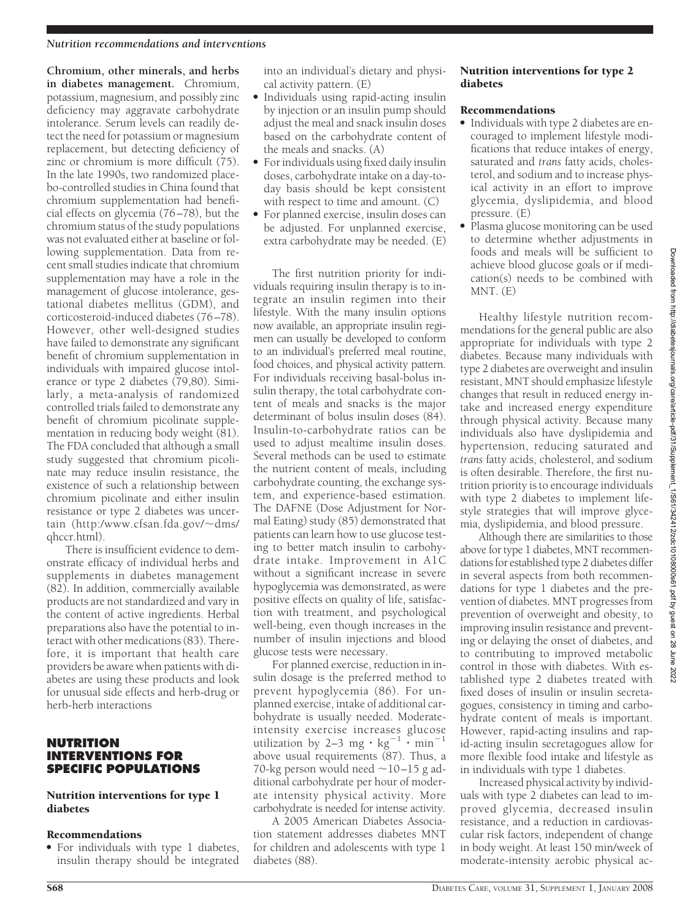**Chromium, other minerals, and herbs in diabetes management.** Chromium, potassium, magnesium, and possibly zinc deficiency may aggravate carbohydrate intolerance. Serum levels can readily detect the need for potassium or magnesium replacement, but detecting deficiency of zinc or chromium is more difficult (75). In the late 1990s, two randomized placebo-controlled studies in China found that chromium supplementation had beneficial effects on glycemia (76–78), but the chromium status of the study populations was not evaluated either at baseline or following supplementation. Data from recent small studies indicate that chromium supplementation may have a role in the management of glucose intolerance, gestational diabetes mellitus (GDM), and corticosteroid-induced diabetes (76–78). However, other well-designed studies have failed to demonstrate any significant benefit of chromium supplementation in individuals with impaired glucose intolerance or type 2 diabetes (79,80). Similarly, a meta-analysis of randomized controlled trials failed to demonstrate any benefit of chromium picolinate supplementation in reducing body weight (81). The FDA concluded that although a small study suggested that chromium picolinate may reduce insulin resistance, the existence of such a relationship between chromium picolinate and either insulin resistance or type 2 diabetes was uncertain (http:/www.cfsan.fda.gov/~dms/qhccr.html).

There is insufficient evidence to demonstrate efficacy of individual herbs and supplements in diabetes management (82). In addition, commercially available products are not standardized and vary in the content of active ingredients. Herbal preparations also have the potential to interact with other medications (83). Therefore, it is important that health care providers be aware when patients with diabetes are using these products and look for unusual side effects and herb-drug or herb-herb interactions

## NUTRITION INTERVENTIONS FOR SPECIFIC POPULATIONS

### Nutrition interventions for type 1 diabetes

#### Recommendations

- For individuals with type 1 diabetes, insulin therapy should be integrated into an individual's dietary and physical activity pattern. (E)
- Individuals using rapid-acting insulin by injection or an insulin pump should adjust the meal and snack insulin doses based on the carbohydrate content of the meals and snacks. (A)
- For individuals using fixed daily insulin doses, carbohydrate intake on a day-to-day basis should be kept consistent with respect to time and amount. (C)
- For planned exercise, insulin doses can be adjusted. For unplanned exercise, extra carbohydrate may be needed. (E)

The first nutrition priority for individuals requiring insulin therapy is to integrate an insulin regimen into their lifestyle. With the many insulin options now available, an appropriate insulin regimen can usually be developed to conform to an individual's preferred meal routine, food choices, and physical activity pattern. For individuals receiving basal-bolus insulin therapy, the total carbohydrate content of meals and snacks is the major determinant of bolus insulin doses (84). Insulin-to-carbohydrate ratios can be used to adjust mealtime insulin doses. Several methods can be used to estimate the nutrient content of meals, including carbohydrate counting, the exchange system, and experience-based estimation. The DAFNE (Dose Adjustment for Normal Eating) study (85) demonstrated that patients can learn how to use glucose testing to better match insulin to carbohydrate intake. Improvement in A1C without a significant increase in severe hypoglycemia was demonstrated, as were positive effects on quality of life, satisfaction with treatment, and psychological well-being, even though increases in the number of insulin injections and blood glucose tests were necessary.

For planned exercise, reduction in insulin dosage is the preferred method to prevent hypoglycemia (86). For unplanned exercise, intake of additional carbohydrate is usually needed. Moderate-intensity exercise increases glucose utilization by 2–3 $mg \cdot kg^{-1} \cdot min^{-1}$ above usual requirements (87). Thus, a 70-kg person would need ~10–15 g additional carbohydrate per hour of moderate intensity physical activity. More carbohydrate is needed for intense activity.

A 2005 American Diabetes Association statement addresses diabetes MNT for children and adolescents with type 1 diabetes (88).

### Nutrition interventions for type 2 diabetes

#### Recommendations

- Individuals with type 2 diabetes are encouraged to implement lifestyle modifications that reduce intakes of energy, saturated and *trans* fatty acids, cholesterol, and sodium and to increase physical activity in an effort to improve glycemia, dyslipidemia, and blood pressure. (E)
- Plasma glucose monitoring can be used to determine whether adjustments in foods and meals will be sufficient to achieve blood glucose goals or if medication(s) needs to be combined with MNT. (E)

Healthy lifestyle nutrition recommendations for the general public are also appropriate for individuals with type 2 diabetes. Because many individuals with type 2 diabetes are overweight and insulin resistant, MNT should emphasize lifestyle changes that result in reduced energy intake and increased energy expenditure through physical activity. Because many individuals also have dyslipidemia and hypertension, reducing saturated and *trans* fatty acids, cholesterol, and sodium is often desirable. Therefore, the first nutrition priority is to encourage individuals with type 2 diabetes to implement lifestyle strategies that will improve glycemia, dyslipidemia, and blood pressure.

Although there are similarities to those above for type 1 diabetes, MNT recommendations for established type 2 diabetes differ in several aspects from both recommendations for type 1 diabetes and the prevention of diabetes. MNT progresses from prevention of overweight and obesity, to improving insulin resistance and preventing or delaying the onset of diabetes, and to contributing to improved metabolic control in those with diabetes. With established type 2 diabetes treated with fixed doses of insulin or insulin secretagogues, consistency in timing and carbohydrate content of meals is important. However, rapid-acting insulins and rapid-acting insulin secretagogues allow for more flexible food intake and lifestyle as in individuals with type 1 diabetes.

Increased physical activity by individuals with type 2 diabetes can lead to improved glycemia, decreased insulin resistance, and a reduction in cardiovascular risk factors, independent of change in body weight. At least 150 min/week of moderate-intensity aerobic physical ac-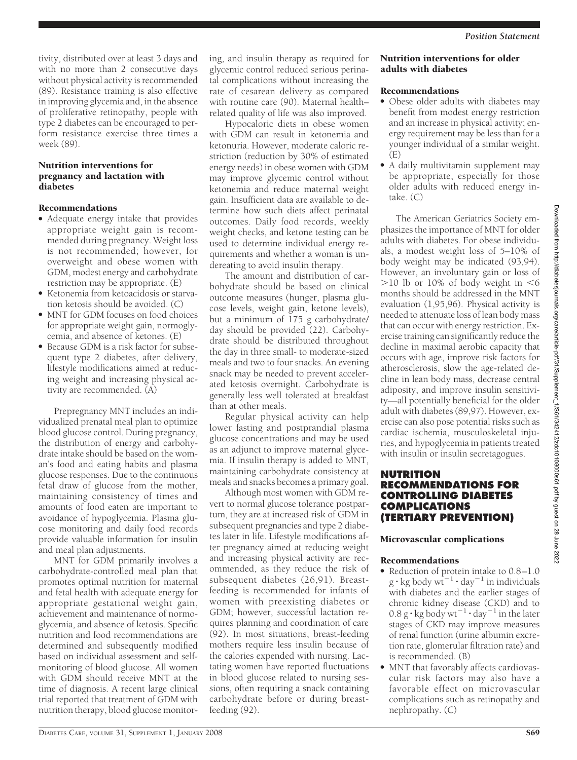tivity, distributed over at least 3 days and with no more than 2 consecutive days without physical activity is recommended (89). Resistance training is also effective in improving glycemia and, in the absence of proliferative retinopathy, people with type 2 diabetes can be encouraged to perform resistance exercise three times a week (89).

### Nutrition interventions for pregnancy and lactation with diabetes

#### Recommendations

- Adequate energy intake that provides appropriate weight gain is recommended during pregnancy. Weight loss is not recommended; however, for overweight and obese women with GDM, modest energy and carbohydrate restriction may be appropriate. (E)
- Ketonemia from ketoacidosis or starvation ketosis should be avoided. (C)
- MNT for GDM focuses on food choices for appropriate weight gain, normoglycemia, and absence of ketones. (E)
- Because GDM is a risk factor for subsequent type 2 diabetes, after delivery, lifestyle modifications aimed at reducing weight and increasing physical activity are recommended. (A)

Prepregnancy MNT includes an individualized prenatal meal plan to optimize blood glucose control. During pregnancy, the distribution of energy and carbohydrate intake should be based on the woman's food and eating habits and plasma glucose responses. Due to the continuous fetal draw of glucose from the mother, maintaining consistency of times and amounts of food eaten are important to avoidance of hypoglycemia. Plasma glucose monitoring and daily food records provide valuable information for insulin and meal plan adjustments.

MNT for GDM primarily involves a carbohydrate-controlled meal plan that promotes optimal nutrition for maternal and fetal health with adequate energy for appropriate gestational weight gain, achievement and maintenance of normoglycemia, and absence of ketosis. Specific nutrition and food recommendations are determined and subsequently modified based on individual assessment and self-monitoring of blood glucose. All women with GDM should receive MNT at the time of diagnosis. A recent large clinical trial reported that treatment of GDM with nutrition therapy, blood glucose monitoring, and insulin therapy as required for glycemic control reduced serious perinatal complications without increasing the rate of cesarean delivery as compared with routine care (90). Maternal health–related quality of life was also improved.

Hypocaloric diets in obese women with GDM can result in ketonemia and ketonuria. However, moderate caloric restriction (reduction by 30% of estimated energy needs) in obese women with GDM may improve glycemic control without ketonemia and reduce maternal weight gain. Insufficient data are available to determine how such diets affect perinatal outcomes. Daily food records, weekly weight checks, and ketone testing can be used to determine individual energy requirements and whether a woman is undereating to avoid insulin therapy.

The amount and distribution of carbohydrate should be based on clinical outcome measures (hunger, plasma glucose levels, weight gain, ketone levels), but a minimum of 175 g carbohydrate/day should be provided (22). Carbohydrate should be distributed throughout the day in three small- to moderate-sized meals and two to four snacks. An evening snack may be needed to prevent accelerated ketosis overnight. Carbohydrate is generally less well tolerated at breakfast than at other meals.

Regular physical activity can help lower fasting and postprandial plasma glucose concentrations and may be used as an adjunct to improve maternal glycemia. If insulin therapy is added to MNT, maintaining carbohydrate consistency at meals and snacks becomes a primary goal.

Although most women with GDM revert to normal glucose tolerance postpartum, they are at increased risk of GDM in subsequent pregnancies and type 2 diabetes later in life. Lifestyle modifications after pregnancy aimed at reducing weight and increasing physical activity are recommended, as they reduce the risk of subsequent diabetes (26,91). Breastfeeding is recommended for infants of women with preexisting diabetes or GDM; however, successful lactation requires planning and coordination of care (92). In most situations, breast-feeding mothers require less insulin because of the calories expended with nursing. Lactating women have reported fluctuations in blood glucose related to nursing sessions, often requiring a snack containing carbohydrate before or during breastfeeding (92).

### Nutrition interventions for older adults with diabetes

#### Recommendations

- Obese older adults with diabetes may benefit from modest energy restriction and an increase in physical activity; energy requirement may be less than for a younger individual of a similar weight. (E)
- A daily multivitamin supplement may be appropriate, especially for those older adults with reduced energy intake. (C)

The American Geriatrics Society emphasizes the importance of MNT for older adults with diabetes. For obese individuals, a modest weight loss of 5–10% of body weight may be indicated (93,94). However, an involuntary gain or loss of >10 lb or 10% of body weight in <6 months should be addressed in the MNT evaluation (1,95,96). Physical activity is needed to attenuate loss of lean body mass that can occur with energy restriction. Exercise training can significantly reduce the decline in maximal aerobic capacity that occurs with age, improve risk factors for atherosclerosis, slow the age-related decline in lean body mass, decrease central adiposity, and improve insulin sensitivity—all potentially beneficial for the older adult with diabetes (89,97). However, exercise can also pose potential risks such as cardiac ischemia, musculoskeletal injuries, and hypoglycemia in patients treated with insulin or insulin secretagogues.

## NUTRITION RECOMMENDATIONS FOR CONTROLLING DIABETES COMPLICATIONS (TERTIARY PREVENTION)

### Microvascular complications

#### Recommendations

- Reduction of protein intake to 0.8–1.0 $g \cdot kg\ body\ wt^{-1} \cdot day^{-1}$ in individuals with diabetes and the earlier stages of chronic kidney disease (CKD) and to 0.8 $g \cdot kg\ body\ wt^{-1} \cdot day^{-1}$ in the later stages of CKD may improve measures of renal function (urine albumin excretion rate, glomerular filtration rate) and is recommended. (B)
- MNT that favorably affects cardiovascular risk factors may also have a favorable effect on microvascular complications such as retinopathy and nephropathy. (C)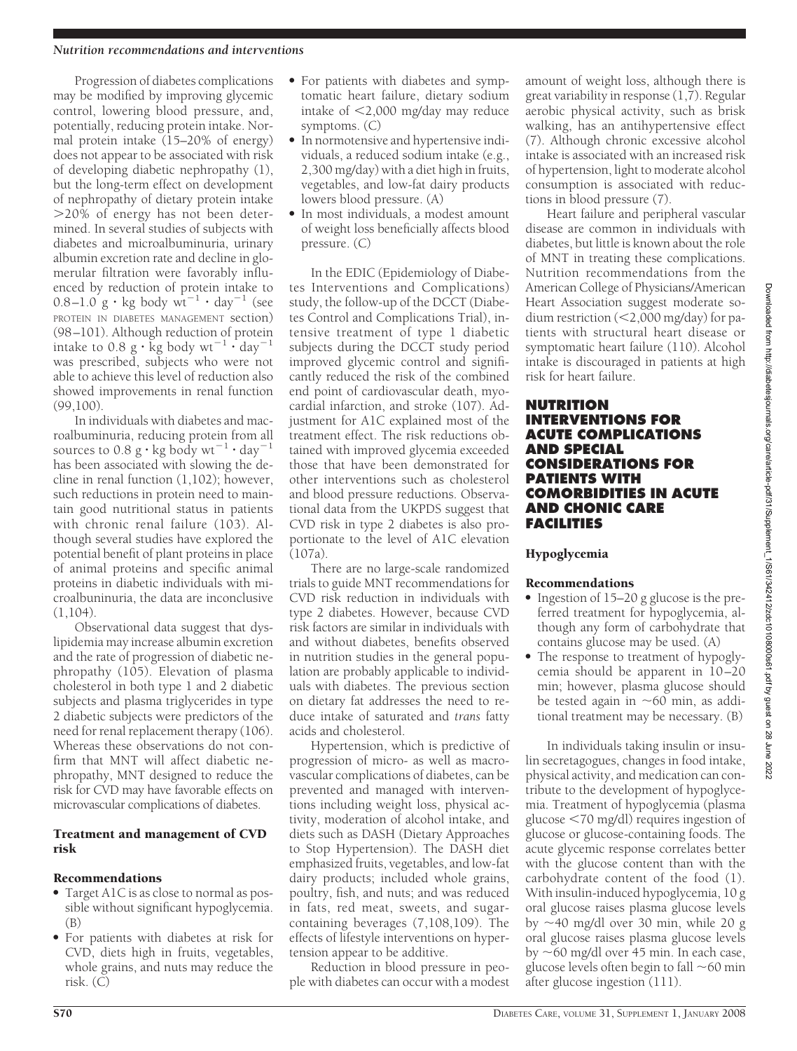Progression of diabetes complications may be modified by improving glycemic control, lowering blood pressure, and, potentially, reducing protein intake. Normal protein intake (15–20% of energy) does not appear to be associated with risk of developing diabetic nephropathy (1), but the long-term effect on development of nephropathy of dietary protein intake >20% of energy has not been determined. In several studies of subjects with diabetes and microalbuminuria, urinary albumin excretion rate and decline in glomerular filtration were favorably influenced by reduction of protein intake to 0.8–1.0 $g \cdot kg$ body $wt^{-1} \cdot day^{-1}$ (see PROTEIN IN DIABETES MANAGEMENT section) (98–101). Although reduction of protein intake to 0.8 $g \cdot kg$ body $wt^{-1} \cdot day^{-1}$ was prescribed, subjects who were not able to achieve this level of reduction also showed improvements in renal function (99,100).

In individuals with diabetes and macroalbuminuria, reducing protein from all sources to 0.8 $g \cdot kg$ body $wt^{-1} \cdot day^{-1}$ has been associated with slowing the decline in renal function (1,102); however, such reductions in protein need to maintain good nutritional status in patients with chronic renal failure (103). Although several studies have explored the potential benefit of plant proteins in place of animal proteins and specific animal proteins in diabetic individuals with microalbununuria, the data are inconclusive (1,104).

Observational data suggest that dyslipidemia may increase albumin excretion and the rate of progression of diabetic nephropathy (105). Elevation of plasma cholesterol in both type 1 and 2 diabetic subjects and plasma triglycerides in type 2 diabetic subjects were predictors of the need for renal replacement therapy (106). Whereas these observations do not confirm that MNT will affect diabetic nephropathy, MNT designed to reduce the risk for CVD may have favorable effects on microvascular complications of diabetes.

### Treatment and management of CVD risk

#### Recommendations

- Target A1C is as close to normal as possible without significant hypoglycemia. (B)
- For patients with diabetes at risk for CVD, diets high in fruits, vegetables, whole grains, and nuts may reduce the risk. (C)
- For patients with diabetes and symptomatic heart failure, dietary sodium intake of <2,000 mg/day may reduce symptoms. (C)
- In normotensive and hypertensive individuals, a reduced sodium intake (e.g., 2,300 mg/day) with a diet high in fruits, vegetables, and low-fat dairy products lowers blood pressure. (A)
- In most individuals, a modest amount of weight loss beneficially affects blood pressure. (C)

In the EDIC (Epidemiology of Diabetes Interventions and Complications) study, the follow-up of the DCCT (Diabetes Control and Complications Trial), intensive treatment of type 1 diabetic subjects during the DCCT study period improved glycemic control and significantly reduced the risk of the combined end point of cardiovascular death, myocardial infarction, and stroke (107). Adjustment for A1C explained most of the treatment effect. The risk reductions obtained with improved glycemia exceeded those that have been demonstrated for other interventions such as cholesterol and blood pressure reductions. Observational data from the UKPDS suggest that CVD risk in type 2 diabetes is also proportionate to the level of A1C elevation (107a).

There are no large-scale randomized trials to guide MNT recommendations for CVD risk reduction in individuals with type 2 diabetes. However, because CVD risk factors are similar in individuals with and without diabetes, benefits observed in nutrition studies in the general population are probably applicable to individuals with diabetes. The previous section on dietary fat addresses the need to reduce intake of saturated and *trans* fatty acids and cholesterol.

Hypertension, which is predictive of progression of micro- as well as macrovascular complications of diabetes, can be prevented and managed with interventions including weight loss, physical activity, moderation of alcohol intake, and diets such as DASH (Dietary Approaches to Stop Hypertension). The DASH diet emphasized fruits, vegetables, and low-fat dairy products; included whole grains, poultry, fish, and nuts; and was reduced in fats, red meat, sweets, and sugar-containing beverages (7,108,109). The effects of lifestyle interventions on hypertension appear to be additive.

Reduction in blood pressure in people with diabetes can occur with a modest amount of weight loss, although there is great variability in response (1,7). Regular aerobic physical activity, such as brisk walking, has an antihypertensive effect (7). Although chronic excessive alcohol intake is associated with an increased risk of hypertension, light to moderate alcohol consumption is associated with reductions in blood pressure (7).

Heart failure and peripheral vascular disease are common in individuals with diabetes, but little is known about the role of MNT in treating these complications. Nutrition recommendations from the American College of Physicians/American Heart Association suggest moderate sodium restriction (<2,000 mg/day) for patients with structural heart disease or symptomatic heart failure (110). Alcohol intake is discouraged in patients at high risk for heart failure.

## NUTRITION INTERVENTIONS FOR ACUTE COMPLICATIONS AND SPECIAL CONSIDERATIONS FOR PATIENTS WITH COMORBIDITIES IN ACUTE AND CHONIC CARE FACILITIES

### Hypoglycemia

#### Recommendations

- Ingestion of 15–20 g glucose is the preferred treatment for hypoglycemia, although any form of carbohydrate that contains glucose may be used. (A)
- The response to treatment of hypoglycemia should be apparent in 10–20 min; however, plasma glucose should be tested again in ~60 min, as additional treatment may be necessary. (B)

In individuals taking insulin or insulin secretagogues, changes in food intake, physical activity, and medication can contribute to the development of hypoglycemia. Treatment of hypoglycemia (plasma glucose <70 mg/dl) requires ingestion of glucose or glucose-containing foods. The acute glycemic response correlates better with the glucose content than with the carbohydrate content of the food (1). With insulin-induced hypoglycemia, 10 g oral glucose raises plasma glucose levels by ~40 mg/dl over 30 min, while 20 g oral glucose raises plasma glucose levels by ~60 mg/dl over 45 min. In each case, glucose levels often begin to fall ~60 min after glucose ingestion (111).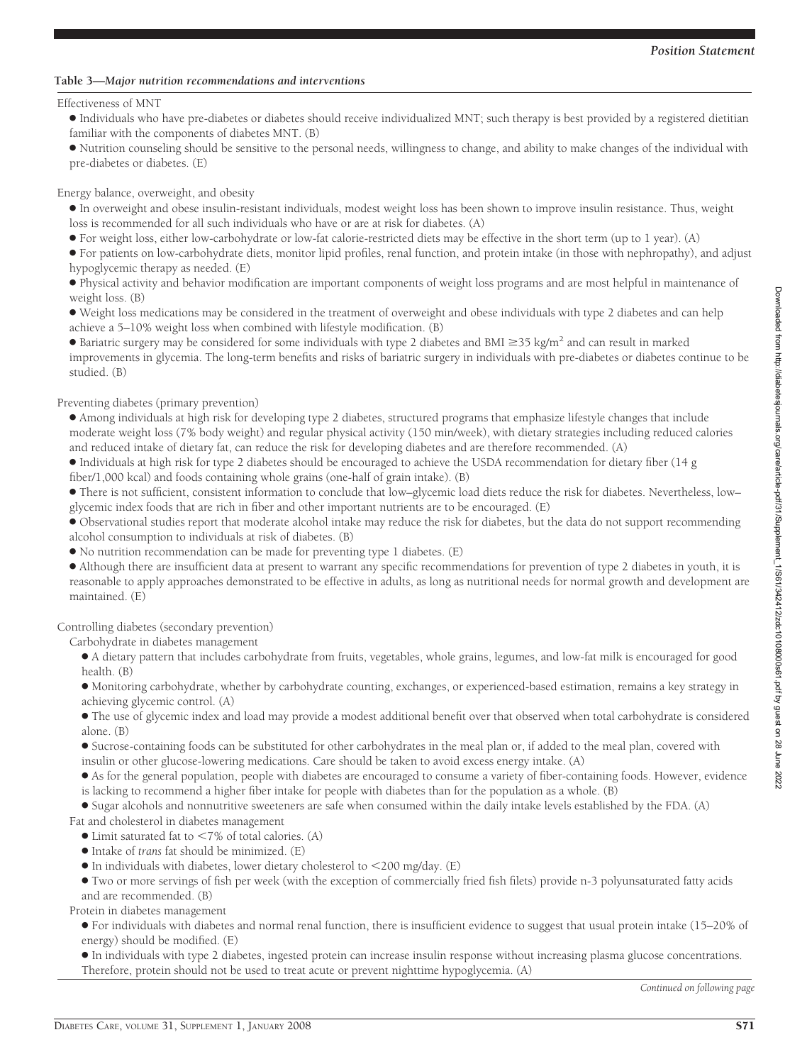**Table 3—*Major nutrition recommendations and interventions***

Effectiveness of MNT

- Individuals who have pre-diabetes or diabetes should receive individualized MNT; such therapy is best provided by a registered dietitian familiar with the components of diabetes MNT. (B)
- Nutrition counseling should be sensitive to the personal needs, willingness to change, and ability to make changes of the individual with pre-diabetes or diabetes. (E)

Energy balance, overweight, and obesity

- In overweight and obese insulin-resistant individuals, modest weight loss has been shown to improve insulin resistance. Thus, weight loss is recommended for all such individuals who have or are at risk for diabetes. (A)
- For weight loss, either low-carbohydrate or low-fat calorie-restricted diets may be effective in the short term (up to 1 year). (A)
- For patients on low-carbohydrate diets, monitor lipid profiles, renal function, and protein intake (in those with nephropathy), and adjust hypoglycemic therapy as needed. (E)
- Physical activity and behavior modification are important components of weight loss programs and are most helpful in maintenance of weight loss. (B)
- Weight loss medications may be considered in the treatment of overweight and obese individuals with type 2 diabetes and can help achieve a 5–10% weight loss when combined with lifestyle modification. (B)
- Bariatric surgery may be considered for some individuals with type 2 diabetes and BMI $\geq$35 kg/m$^2$ and can result in marked improvements in glycemia. The long-term benefits and risks of bariatric surgery in individuals with pre-diabetes or diabetes continue to be studied. (B)

Preventing diabetes (primary prevention)

- Among individuals at high risk for developing type 2 diabetes, structured programs that emphasize lifestyle changes that include moderate weight loss (7% body weight) and regular physical activity (150 min/week), with dietary strategies including reduced calories and reduced intake of dietary fat, can reduce the risk for developing diabetes and are therefore recommended. (A)
- Individuals at high risk for type 2 diabetes should be encouraged to achieve the USDA recommendation for dietary fiber (14 g fiber/1,000 kcal) and foods containing whole grains (one-half of grain intake). (B)
- There is not sufficient, consistent information to conclude that low–glycemic load diets reduce the risk for diabetes. Nevertheless, low–glycemic index foods that are rich in fiber and other important nutrients are to be encouraged. (E)
- Observational studies report that moderate alcohol intake may reduce the risk for diabetes, but the data do not support recommending alcohol consumption to individuals at risk of diabetes. (B)
- No nutrition recommendation can be made for preventing type 1 diabetes. (E)
- Although there are insufficient data at present to warrant any specific recommendations for prevention of type 2 diabetes in youth, it is reasonable to apply approaches demonstrated to be effective in adults, as long as nutritional needs for normal growth and development are maintained. (E)

Controlling diabetes (secondary prevention)

Carbohydrate in diabetes management

- A dietary pattern that includes carbohydrate from fruits, vegetables, whole grains, legumes, and low-fat milk is encouraged for good health. (B)
- Monitoring carbohydrate, whether by carbohydrate counting, exchanges, or experienced-based estimation, remains a key strategy in achieving glycemic control. (A)
- The use of glycemic index and load may provide a modest additional benefit over that observed when total carbohydrate is considered alone. (B)
- Sucrose-containing foods can be substituted for other carbohydrates in the meal plan or, if added to the meal plan, covered with insulin or other glucose-lowering medications. Care should be taken to avoid excess energy intake. (A)
- As for the general population, people with diabetes are encouraged to consume a variety of fiber-containing foods. However, evidence is lacking to recommend a higher fiber intake for people with diabetes than for the population as a whole. (B)
- Sugar alcohols and nonnutritive sweeteners are safe when consumed within the daily intake levels established by the FDA. (A)

Fat and cholesterol in diabetes management

- Limit saturated fat to <7% of total calories. (A)
- Intake of *trans* fat should be minimized. (E)
- In individuals with diabetes, lower dietary cholesterol to <200 mg/day. (E)
- Two or more servings of fish per week (with the exception of commercially fried fish filets) provide n-3 polyunsaturated fatty acids and are recommended. (B)

Protein in diabetes management

- For individuals with diabetes and normal renal function, there is insufficient evidence to suggest that usual protein intake (15–20% of energy) should be modified. (E)
- In individuals with type 2 diabetes, ingested protein can increase insulin response without increasing plasma glucose concentrations. Therefore, protein should not be used to treat acute or prevent nighttime hypoglycemia. (A)

*Continued on following page*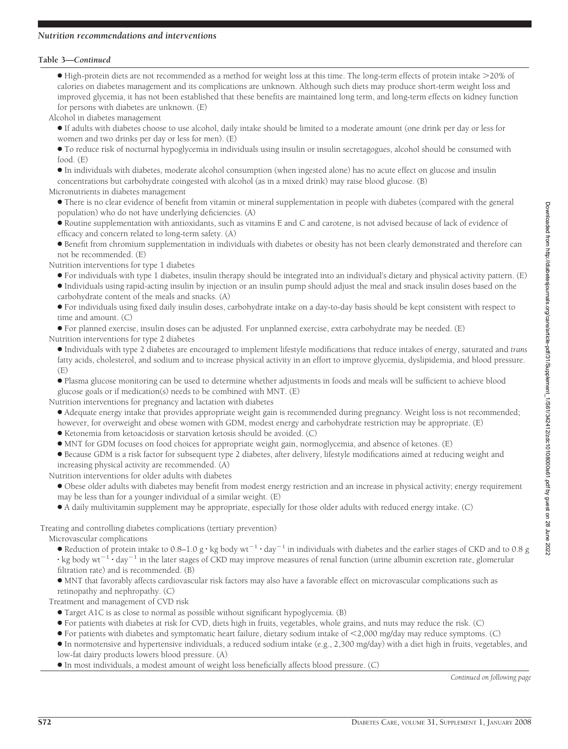**Table 3—*Continued***

- High-protein diets are not recommended as a method for weight loss at this time. The long-term effects of protein intake >20% of calories on diabetes management and its complications are unknown. Although such diets may produce short-term weight loss and improved glycemia, it has not been established that these benefits are maintained long term, and long-term effects on kidney function for persons with diabetes are unknown. (E)

Alcohol in diabetes management

- If adults with diabetes choose to use alcohol, daily intake should be limited to a moderate amount (one drink per day or less for women and two drinks per day or less for men). (E)
- To reduce risk of nocturnal hypoglycemia in individuals using insulin or insulin secretagogues, alcohol should be consumed with food. (E)
- In individuals with diabetes, moderate alcohol consumption (when ingested alone) has no acute effect on glucose and insulin concentrations but carbohydrate coingested with alcohol (as in a mixed drink) may raise blood glucose. (B)

Micronutrients in diabetes management

- There is no clear evidence of benefit from vitamin or mineral supplementation in people with diabetes (compared with the general population) who do not have underlying deficiencies. (A)
- Routine supplementation with antioxidants, such as vitamins E and C and carotene, is not advised because of lack of evidence of efficacy and concern related to long-term safety. (A)
- Benefit from chromium supplementation in individuals with diabetes or obesity has not been clearly demonstrated and therefore can not be recommended. (E)

Nutrition interventions for type 1 diabetes

- For individuals with type 1 diabetes, insulin therapy should be integrated into an individual's dietary and physical activity pattern. (E)
- Individuals using rapid-acting insulin by injection or an insulin pump should adjust the meal and snack insulin doses based on the carbohydrate content of the meals and snacks. (A)
- For individuals using fixed daily insulin doses, carbohydrate intake on a day-to-day basis should be kept consistent with respect to time and amount. (C)
- For planned exercise, insulin doses can be adjusted. For unplanned exercise, extra carbohydrate may be needed. (E)

Nutrition interventions for type 2 diabetes

- Individuals with type 2 diabetes are encouraged to implement lifestyle modifications that reduce intakes of energy, saturated and *trans* fatty acids, cholesterol, and sodium and to increase physical activity in an effort to improve glycemia, dyslipidemia, and blood pressure. (E)
- Plasma glucose monitoring can be used to determine whether adjustments in foods and meals will be sufficient to achieve blood glucose goals or if medication(s) needs to be combined with MNT. (E)

Nutrition interventions for pregnancy and lactation with diabetes

- Adequate energy intake that provides appropriate weight gain is recommended during pregnancy. Weight loss is not recommended; however, for overweight and obese women with GDM, modest energy and carbohydrate restriction may be appropriate. (E)
- Ketonemia from ketoacidosis or starvation ketosis should be avoided. (C)
- MNT for GDM focuses on food choices for appropriate weight gain, normoglycemia, and absence of ketones. (E)
- Because GDM is a risk factor for subsequent type 2 diabetes, after delivery, lifestyle modifications aimed at reducing weight and increasing physical activity are recommended. (A)

Nutrition interventions for older adults with diabetes

- Obese older adults with diabetes may benefit from modest energy restriction and an increase in physical activity; energy requirement may be less than for a younger individual of a similar weight. (E)
- A daily multivitamin supplement may be appropriate, especially for those older adults with reduced energy intake. (C)

Treating and controlling diabetes complications (tertiary prevention)

Microvascular complications

- Reduction of protein intake to 0.8–1.0 $g \cdot kg$ body $wt^{-1} \cdot day^{-1}$ in individuals with diabetes and the earlier stages of CKD and to 0.8 $g \cdot kg$ body $wt^{-1} \cdot day^{-1}$ in the later stages of CKD may improve measures of renal function (urine albumin excretion rate, glomerular filtration rate) and is recommended. (B)
- MNT that favorably affects cardiovascular risk factors may also have a favorable effect on microvascular complications such as retinopathy and nephropathy. (C)

Treatment and management of CVD risk

- Target A1C is as close to normal as possible without significant hypoglycemia. (B)
- For patients with diabetes at risk for CVD, diets high in fruits, vegetables, whole grains, and nuts may reduce the risk. (C)
- For patients with diabetes and symptomatic heart failure, dietary sodium intake of <2,000 mg/day may reduce symptoms. (C)
- In normotensive and hypertensive individuals, a reduced sodium intake (e.g., 2,300 mg/day) with a diet high in fruits, vegetables, and low-fat dairy products lowers blood pressure. (A)
- In most individuals, a modest amount of weight loss beneficially affects blood pressure. (C)

*Continued on following page*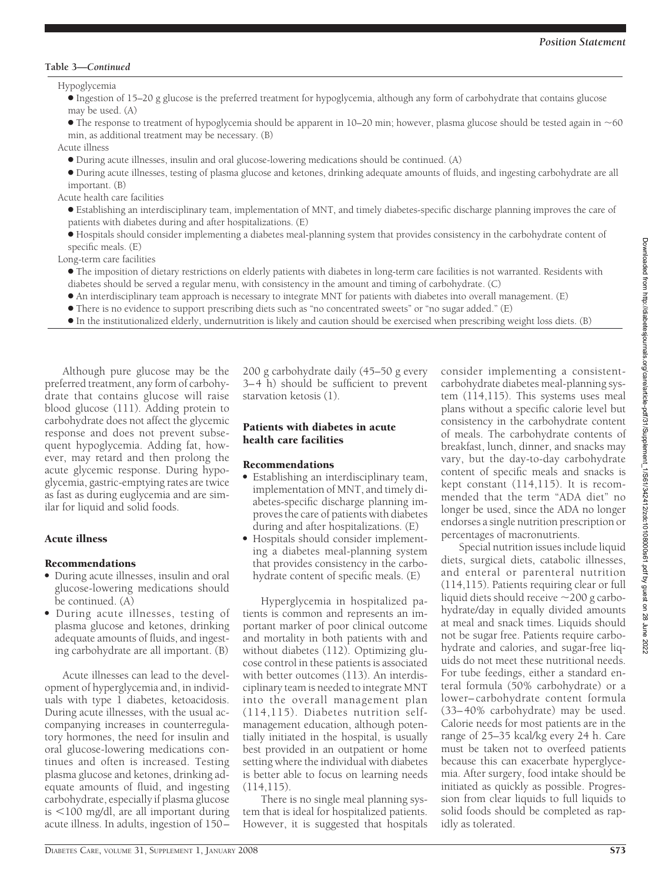**Table 3—*Continued***

Hypoglycemia

- Ingestion of 15–20 g glucose is the preferred treatment for hypoglycemia, although any form of carbohydrate that contains glucose may be used. (A)
- The response to treatment of hypoglycemia should be apparent in 10–20 min; however, plasma glucose should be tested again in ~60 min, as additional treatment may be necessary. (B)

Acute illness

- During acute illnesses, insulin and oral glucose-lowering medications should be continued. (A)
- During acute illnesses, testing of plasma glucose and ketones, drinking adequate amounts of fluids, and ingesting carbohydrate are all important. (B)

Acute health care facilities

- Establishing an interdisciplinary team, implementation of MNT, and timely diabetes-specific discharge planning improves the care of patients with diabetes during and after hospitalizations. (E)
- Hospitals should consider implementing a diabetes meal-planning system that provides consistency in the carbohydrate content of specific meals. (E)

Long-term care facilities

- The imposition of dietary restrictions on elderly patients with diabetes in long-term care facilities is not warranted. Residents with diabetes should be served a regular menu, with consistency in the amount and timing of carbohydrate. (C)
- An interdisciplinary team approach is necessary to integrate MNT for patients with diabetes into overall management. (E)
- There is no evidence to support prescribing diets such as "no concentrated sweets" or "no sugar added." (E)
- In the institutionalized elderly, undernutrition is likely and caution should be exercised when prescribing weight loss diets. (B)

Although pure glucose may be the preferred treatment, any form of carbohydrate that contains glucose will raise blood glucose (111). Adding protein to carbohydrate does not affect the glycemic response and does not prevent subsequent hypoglycemia. Adding fat, however, may retard and then prolong the acute glycemic response. During hypoglycemia, gastric-emptying rates are twice as fast as during euglycemia and are similar for liquid and solid foods.

### Acute illness

#### Recommendations

- During acute illnesses, insulin and oral glucose-lowering medications should be continued. (A)
- During acute illnesses, testing of plasma glucose and ketones, drinking adequate amounts of fluids, and ingesting carbohydrate are all important. (B)

Acute illnesses can lead to the development of hyperglycemia and, in individuals with type 1 diabetes, ketoacidosis. During acute illnesses, with the usual accompanying increases in counterregulatory hormones, the need for insulin and oral glucose-lowering medications continues and often is increased. Testing plasma glucose and ketones, drinking adequate amounts of fluid, and ingesting carbohydrate, especially if plasma glucose is <100 mg/dl, are all important during acute illness. In adults, ingestion of 150–200 g carbohydrate daily (45–50 g every 3–4 h) should be sufficient to prevent starvation ketosis (1).

### Patients with diabetes in acute health care facilities

#### Recommendations

- Establishing an interdisciplinary team, implementation of MNT, and timely diabetes-specific discharge planning improves the care of patients with diabetes during and after hospitalizations. (E)
- Hospitals should consider implementing a diabetes meal-planning system that provides consistency in the carbohydrate content of specific meals. (E)

Hyperglycemia in hospitalized patients is common and represents an important marker of poor clinical outcome and mortality in both patients with and without diabetes (112). Optimizing glucose control in these patients is associated with better outcomes (113). An interdisciplinary team is needed to integrate MNT into the overall management plan (114,115). Diabetes nutrition self-management education, although potentially initiated in the hospital, is usually best provided in an outpatient or home setting where the individual with diabetes is better able to focus on learning needs (114,115).

There is no single meal planning system that is ideal for hospitalized patients. However, it is suggested that hospitals consider implementing a consistent-carbohydrate diabetes meal-planning system (114,115). This systems uses meal plans without a specific calorie level but consistency in the carbohydrate content of meals. The carbohydrate contents of breakfast, lunch, dinner, and snacks may vary, but the day-to-day carbohydrate content of specific meals and snacks is kept constant (114,115). It is recommended that the term "ADA diet" no longer be used, since the ADA no longer endorses a single nutrition prescription or percentages of macronutrients.

Special nutrition issues include liquid diets, surgical diets, catabolic illnesses, and enteral or parenteral nutrition (114,115). Patients requiring clear or full liquid diets should receive ~200 g carbohydrate/day in equally divided amounts at meal and snack times. Liquids should not be sugar free. Patients require carbohydrate and calories, and sugar-free liquids do not meet these nutritional needs. For tube feedings, either a standard enteral formula (50% carbohydrate) or a lower–carbohydrate content formula (33–40% carbohydrate) may be used. Calorie needs for most patients are in the range of 25–35 kcal/kg every 24 h. Care must be taken not to overfeed patients because this can exacerbate hyperglycemia. After surgery, food intake should be initiated as quickly as possible. Progression from clear liquids to full liquids to solid foods should be completed as rapidly as tolerated.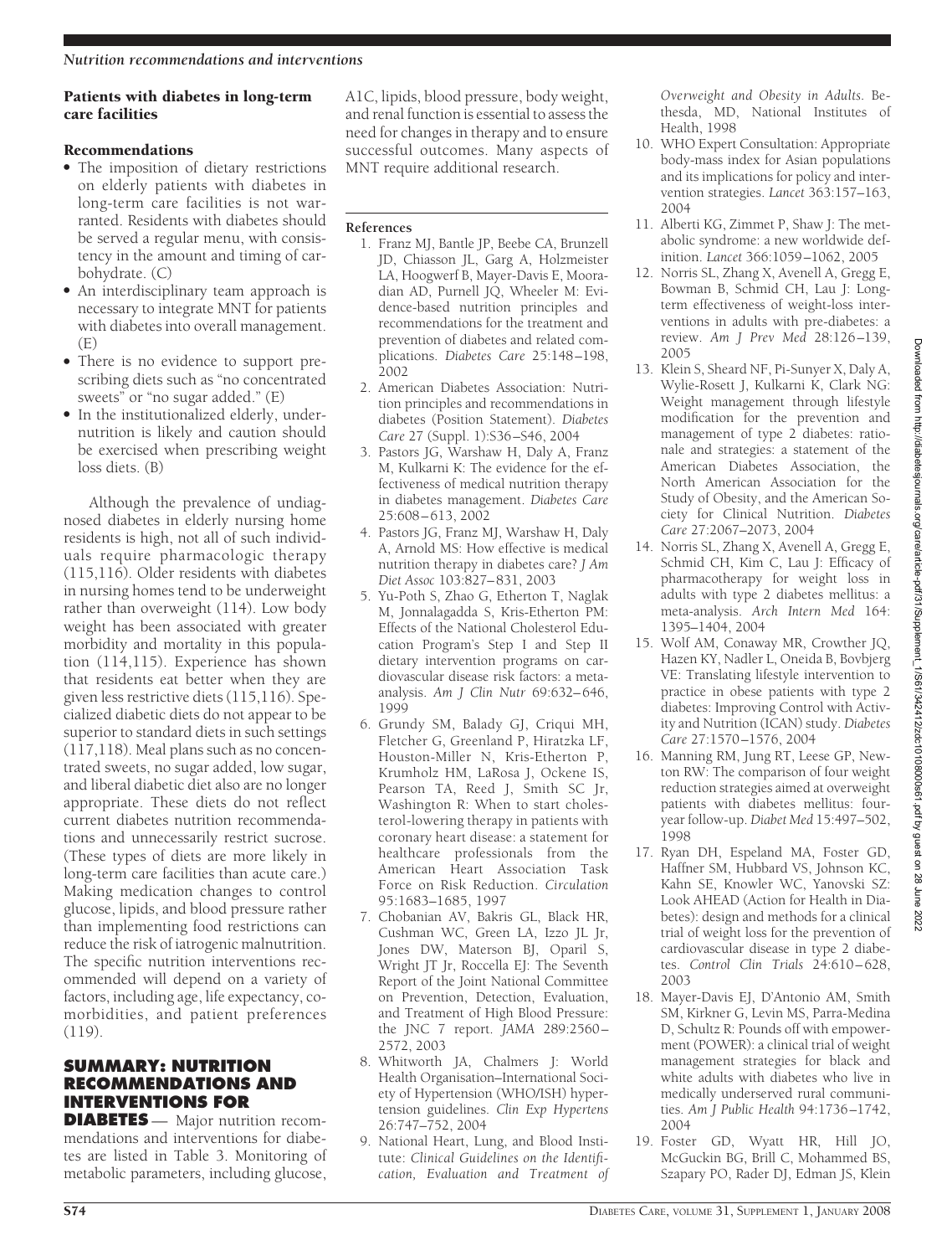### Patients with diabetes in long-term care facilities

#### Recommendations

- The imposition of dietary restrictions on elderly patients with diabetes in long-term care facilities is not warranted. Residents with diabetes should be served a regular menu, with consistency in the amount and timing of carbohydrate. (C)
- An interdisciplinary team approach is necessary to integrate MNT for patients with diabetes into overall management. (E)
- There is no evidence to support prescribing diets such as "no concentrated sweets" or "no sugar added." (E)
- In the institutionalized elderly, undernutrition is likely and caution should be exercised when prescribing weight loss diets. (B)

Although the prevalence of undiagnosed diabetes in elderly nursing home residents is high, not all of such individuals require pharmacologic therapy (115,116). Older residents with diabetes in nursing homes tend to be underweight rather than overweight (114). Low body weight has been associated with greater morbidity and mortality in this population (114,115). Experience has shown that residents eat better when they are given less restrictive diets (115,116). Specialized diabetic diets do not appear to be superior to standard diets in such settings (117,118). Meal plans such as no concentrated sweets, no sugar added, low sugar, and liberal diabetic diet also are no longer appropriate. These diets do not reflect current diabetes nutrition recommendations and unnecessarily restrict sucrose. (These types of diets are more likely in long-term care facilities than acute care.) Making medication changes to control glucose, lipids, and blood pressure rather than implementing food restrictions can reduce the risk of iatrogenic malnutrition. The specific nutrition interventions recommended will depend on a variety of factors, including age, life expectancy, comorbidities, and patient preferences (119).

## SUMMARY: NUTRITION RECOMMENDATIONS AND INTERVENTIONS FOR DIABETES

Major nutrition recommendations and interventions for diabetes are listed in Table 3. Monitoring of metabolic parameters, including glucose, A1C, lipids, blood pressure, body weight, and renal function is essential to assess the need for changes in therapy and to ensure successful outcomes. Many aspects of MNT require additional research.

#### References

1. Franz MJ, Bantle JP, Beebe CA, Brunzell JD, Chiasson JL, Garg A, Holzmeister LA, Hoogwerf B, Mayer-Davis E, Mooradian AD, Purnell JQ, Wheeler M: Evidence-based nutrition principles and recommendations for the treatment and prevention of diabetes and related complications. *Diabetes Care* 25:148–198, 2002
2. American Diabetes Association: Nutrition principles and recommendations in diabetes (Position Statement). *Diabetes Care* 27 (Suppl. 1):S36–S46, 2004
3. Pastors JG, Warshaw H, Daly A, Franz M, Kulkarni K: The evidence for the effectiveness of medical nutrition therapy in diabetes management. *Diabetes Care* 25:608–613, 2002
4. Pastors JG, Franz MJ, Warshaw H, Daly A, Arnold MS: How effective is medical nutrition therapy in diabetes care? *J Am Diet Assoc* 103:827–831, 2003
5. Yu-Poth S, Zhao G, Etherton T, Naglak M, Jonnalagadda S, Kris-Etherton PM: Effects of the National Cholesterol Education Program's Step I and Step II dietary intervention programs on cardiovascular disease risk factors: a meta-analysis. *Am J Clin Nutr* 69:632–646, 1999
6. Grundy SM, Balady GJ, Criqui MH, Fletcher G, Greenland P, Hiratzka LF, Houston-Miller N, Kris-Etherton P, Krumholz HM, LaRosa J, Ockene IS, Pearson TA, Reed J, Smith SC Jr, Washington R: When to start cholesterol-lowering therapy in patients with coronary heart disease: a statement for healthcare professionals from the American Heart Association Task Force on Risk Reduction. *Circulation* 95:1683–1685, 1997
7. Chobanian AV, Bakris GL, Black HR, Cushman WC, Green LA, Izzo JL Jr, Jones DW, Materson BJ, Oparil S, Wright JT Jr, Roccella EJ: The Seventh Report of the Joint National Committee on Prevention, Detection, Evaluation, and Treatment of High Blood Pressure: the JNC 7 report. *JAMA* 289:2560–2572, 2003
8. Whitworth JA, Chalmers J: World Health Organisation–International Society of Hypertension (WHO/ISH) hypertension guidelines. *Clin Exp Hypertens* 26:747–752, 2004
9. National Heart, Lung, and Blood Institute: *Clinical Guidelines on the Identification, Evaluation and Treatment of Overweight and Obesity in Adults.* Bethesda, MD, National Institutes of Health, 1998
10. WHO Expert Consultation: Appropriate body-mass index for Asian populations and its implications for policy and intervention strategies. *Lancet* 363:157–163, 2004
11. Alberti KG, Zimmet P, Shaw J: The metabolic syndrome: a new worldwide definition. *Lancet* 366:1059–1062, 2005
12. Norris SL, Zhang X, Avenell A, Gregg E, Bowman B, Schmid CH, Lau J: Long-term effectiveness of weight-loss interventions in adults with pre-diabetes: a review. *Am J Prev Med* 28:126–139, 2005
13. Klein S, Sheard NF, Pi-Sunyer X, Daly A, Wylie-Rosett J, Kulkarni K, Clark NG: Weight management through lifestyle modification for the prevention and management of type 2 diabetes: rationale and strategies: a statement of the American Diabetes Association, the North American Association for the Study of Obesity, and the American Society for Clinical Nutrition. *Diabetes Care* 27:2067–2073, 2004
14. Norris SL, Zhang X, Avenell A, Gregg E, Schmid CH, Kim C, Lau J: Efficacy of pharmacotherapy for weight loss in adults with type 2 diabetes mellitus: a meta-analysis. *Arch Intern Med* 164: 1395–1404, 2004
15. Wolf AM, Conaway MR, Crowther JQ, Hazen KY, Nadler L, Oneida B, Bovbjerg VE: Translating lifestyle intervention to practice in obese patients with type 2 diabetes: Improving Control with Activity and Nutrition (ICAN) study. *Diabetes Care* 27:1570–1576, 2004
16. Manning RM, Jung RT, Leese GP, Newton RW: The comparison of four weight reduction strategies aimed at overweight patients with diabetes mellitus: four-year follow-up. *Diabet Med* 15:497–502, 1998
17. Ryan DH, Espeland MA, Foster GD, Haffner SM, Hubbard VS, Johnson KC, Kahn SE, Knowler WC, Yanovski SZ: Look AHEAD (Action for Health in Diabetes): design and methods for a clinical trial of weight loss for the prevention of cardiovascular disease in type 2 diabetes. *Control Clin Trials* 24:610–628, 2003
18. Mayer-Davis EJ, D'Antonio AM, Smith SM, Kirkner G, Levin MS, Parra-Medina D, Schultz R: Pounds off with empowerment (POWER): a clinical trial of weight management strategies for black and white adults with diabetes who live in medically underserved rural communities. *Am J Public Health* 94:1736–1742, 2004
19. Foster GD, Wyatt HR, Hill JO, McGuckin BG, Brill C, Mohammed BS, Szapary PO, Rader DJ, Edman JS, Klein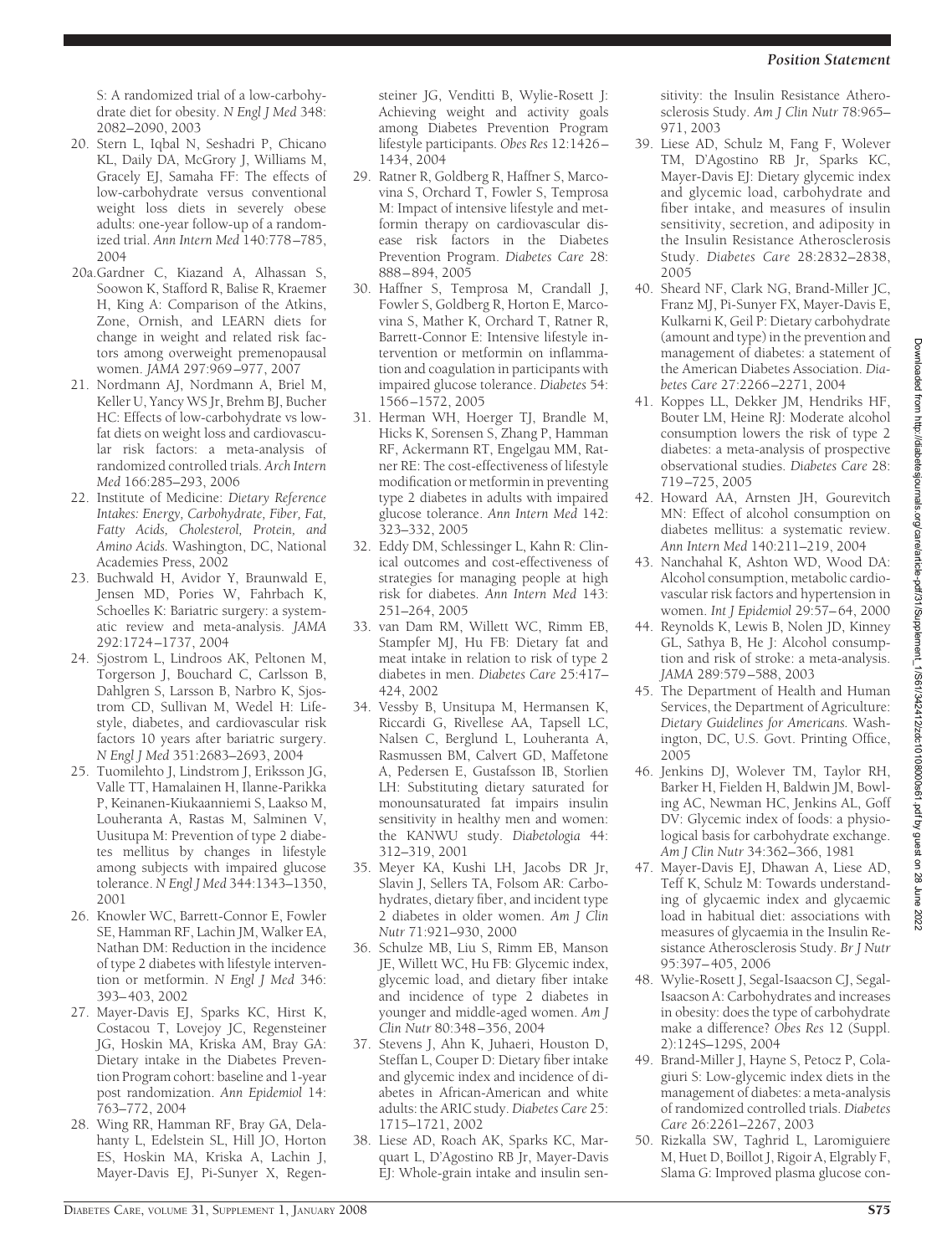S: A randomized trial of a low-carbohydrate diet for obesity. *N Engl J Med* 348: 2082–2090, 2003

20. Stern L, Iqbal N, Seshadri P, Chicano KL, Daily DA, McGrory J, Williams M, Gracely EJ, Samaha FF: The effects of low-carbohydrate versus conventional weight loss diets in severely obese adults: one-year follow-up of a randomized trial. *Ann Intern Med* 140:778–785, 2004

20a. Gardner C, Kiazand A, Alhassan S, Soowon K, Stafford R, Balise R, Kraemer H, King A: Comparison of the Atkins, Zone, Ornish, and LEARN diets for change in weight and related risk factors among overweight premenopausal women. *JAMA* 297:969–977, 2007

21. Nordmann AJ, Nordmann A, Briel M, Keller U, Yancy WS Jr, Brehm BJ, Bucher HC: Effects of low-carbohydrate vs low-fat diets on weight loss and cardiovascular risk factors: a meta-analysis of randomized controlled trials. *Arch Intern Med* 166:285–293, 2006

22. Institute of Medicine: *Dietary Reference Intakes: Energy, Carbohydrate, Fiber, Fat, Fatty Acids, Cholesterol, Protein, and Amino Acids.* Washington, DC, National Academies Press, 2002

23. Buchwald H, Avidor Y, Braunwald E, Jensen MD, Pories W, Fahrbach K, Schoelles K: Bariatric surgery: a systematic review and meta-analysis. *JAMA* 292:1724–1737, 2004

24. Sjostrom L, Lindroos AK, Peltonen M, Torgerson J, Bouchard C, Carlsson B, Dahlgren S, Larsson B, Narbro K, Sjostrom CD, Sullivan M, Wedel H: Lifestyle, diabetes, and cardiovascular risk factors 10 years after bariatric surgery. *N Engl J Med* 351:2683–2693, 2004

25. Tuomilehto J, Lindstrom J, Eriksson JG, Valle TT, Hamalainen H, Ilanne-Parikka P, Keinanen-Kiukaanniemi S, Laakso M, Louheranta A, Rastas M, Salminen V, Uusitupa M: Prevention of type 2 diabetes mellitus by changes in lifestyle among subjects with impaired glucose tolerance. *N Engl J Med* 344:1343–1350, 2001

26. Knowler WC, Barrett-Connor E, Fowler SE, Hamman RF, Lachin JM, Walker EA, Nathan DM: Reduction in the incidence of type 2 diabetes with lifestyle intervention or metformin. *N Engl J Med* 346: 393–403, 2002

27. Mayer-Davis EJ, Sparks KC, Hirst K, Costacou T, Lovejoy JC, Regensteiner JG, Hoskin MA, Kriska AM, Bray GA: Dietary intake in the Diabetes Prevention Program cohort: baseline and 1-year post randomization. *Ann Epidemiol* 14: 763–772, 2004

28. Wing RR, Hamman RF, Bray GA, Delahanty L, Edelstein SL, Hill JO, Horton ES, Hoskin MA, Kriska A, Lachin J, Mayer-Davis EJ, Pi-Sunyer X, Regensteiner JG, Venditti B, Wylie-Rosett J: Achieving weight and activity goals among Diabetes Prevention Program lifestyle participants. *Obes Res* 12:1426–1434, 2004

29. Ratner R, Goldberg R, Haffner S, Marcovina S, Orchard T, Fowler S, Temprosa M: Impact of intensive lifestyle and metformin therapy on cardiovascular disease risk factors in the Diabetes Prevention Program. *Diabetes Care* 28: 888–894, 2005

30. Haffner S, Temprosa M, Crandall J, Fowler S, Goldberg R, Horton E, Marcovina S, Mather K, Orchard T, Ratner R, Barrett-Connor E: Intensive lifestyle intervention or metformin on inflammation and coagulation in participants with impaired glucose tolerance. *Diabetes* 54: 1566–1572, 2005

31. Herman WH, Hoerger TJ, Brandle M, Hicks K, Sorensen S, Zhang P, Hamman RF, Ackermann RT, Engelgau MM, Ratner RE: The cost-effectiveness of lifestyle modification or metformin in preventing type 2 diabetes in adults with impaired glucose tolerance. *Ann Intern Med* 142: 323–332, 2005

32. Eddy DM, Schlessinger L, Kahn R: Clinical outcomes and cost-effectiveness of strategies for managing people at high risk for diabetes. *Ann Intern Med* 143: 251–264, 2005

33. van Dam RM, Willett WC, Rimm EB, Stampfer MJ, Hu FB: Dietary fat and meat intake in relation to risk of type 2 diabetes in men. *Diabetes Care* 25:417–424, 2002

34. Vessby B, Unsitupa M, Hermansen K, Riccardi G, Rivellese AA, Tapsell LC, Nalsen C, Berglund L, Louheranta A, Rasmussen BM, Calvert GD, Maffetone A, Pedersen E, Gustafsson IB, Storlien LH: Substituting dietary saturated for monounsaturated fat impairs insulin sensitivity in healthy men and women: the KANWU study. *Diabetologia* 44: 312–319, 2001

35. Meyer KA, Kushi LH, Jacobs DR Jr, Slavin J, Sellers TA, Folsom AR: Carbohydrates, dietary fiber, and incident type 2 diabetes in older women. *Am J Clin Nutr* 71:921–930, 2000

36. Schulze MB, Liu S, Rimm EB, Manson JE, Willett WC, Hu FB: Glycemic index, glycemic load, and dietary fiber intake and incidence of type 2 diabetes in younger and middle-aged women. *Am J Clin Nutr* 80:348–356, 2004

37. Stevens J, Ahn K, Juhaeri, Houston D, Steffan L, Couper D: Dietary fiber intake and glycemic index and incidence of diabetes in African-American and white adults: the ARIC study. *Diabetes Care* 25: 1715–1721, 2002

38. Liese AD, Roach AK, Sparks KC, Marquart L, D'Agostino RB Jr, Mayer-Davis EJ: Whole-grain intake and insulin sensitivity: the Insulin Resistance Atherosclerosis Study. *Am J Clin Nutr* 78:965–971, 2003

39. Liese AD, Schulz M, Fang F, Wolever TM, D'Agostino RB Jr, Sparks KC, Mayer-Davis EJ: Dietary glycemic index and glycemic load, carbohydrate and fiber intake, and measures of insulin sensitivity, secretion, and adiposity in the Insulin Resistance Atherosclerosis Study. *Diabetes Care* 28:2832–2838, 2005

40. Sheard NF, Clark NG, Brand-Miller JC, Franz MJ, Pi-Sunyer FX, Mayer-Davis E, Kulkarni K, Geil P: Dietary carbohydrate (amount and type) in the prevention and management of diabetes: a statement of the American Diabetes Association. *Diabetes Care* 27:2266–2271, 2004

41. Koppes LL, Dekker JM, Hendriks HF, Bouter LM, Heine RJ: Moderate alcohol consumption lowers the risk of type 2 diabetes: a meta-analysis of prospective observational studies. *Diabetes Care* 28: 719–725, 2005

42. Howard AA, Arnsten JH, Gourevitch MN: Effect of alcohol consumption on diabetes mellitus: a systematic review. *Ann Intern Med* 140:211–219, 2004

43. Nanchahal K, Ashton WD, Wood DA: Alcohol consumption, metabolic cardiovascular risk factors and hypertension in women. *Int J Epidemiol* 29:57–64, 2000

44. Reynolds K, Lewis B, Nolen JD, Kinney GL, Sathya B, He J: Alcohol consumption and risk of stroke: a meta-analysis. *JAMA* 289:579–588, 2003

45. The Department of Health and Human Services, the Department of Agriculture: *Dietary Guidelines for Americans.* Washington, DC, U.S. Govt. Printing Office, 2005

46. Jenkins DJ, Wolever TM, Taylor RH, Barker H, Fielden H, Baldwin JM, Bowling AC, Newman HC, Jenkins AL, Goff DV: Glycemic index of foods: a physiological basis for carbohydrate exchange. *Am J Clin Nutr* 34:362–366, 1981

47. Mayer-Davis EJ, Dhawan A, Liese AD, Teff K, Schulz M: Towards understanding of glycaemic index and glycaemic load in habitual diet: associations with measures of glycaemia in the Insulin Resistance Atherosclerosis Study. *Br J Nutr* 95:397–405, 2006

48. Wylie-Rosett J, Segal-Isaacson CJ, Segal-Isaacson A: Carbohydrates and increases in obesity: does the type of carbohydrate make a difference? *Obes Res* 12 (Suppl. 2):124S–129S, 2004

49. Brand-Miller J, Hayne S, Petocz P, Colagiuri S: Low-glycemic index diets in the management of diabetes: a meta-analysis of randomized controlled trials. *Diabetes Care* 26:2261–2267, 2003

50. Rizkalla SW, Taghrid L, Laromiguiere M, Huet D, Boillot J, Rigoir A, Elgrably F, Slama G: Improved plasma glucose con-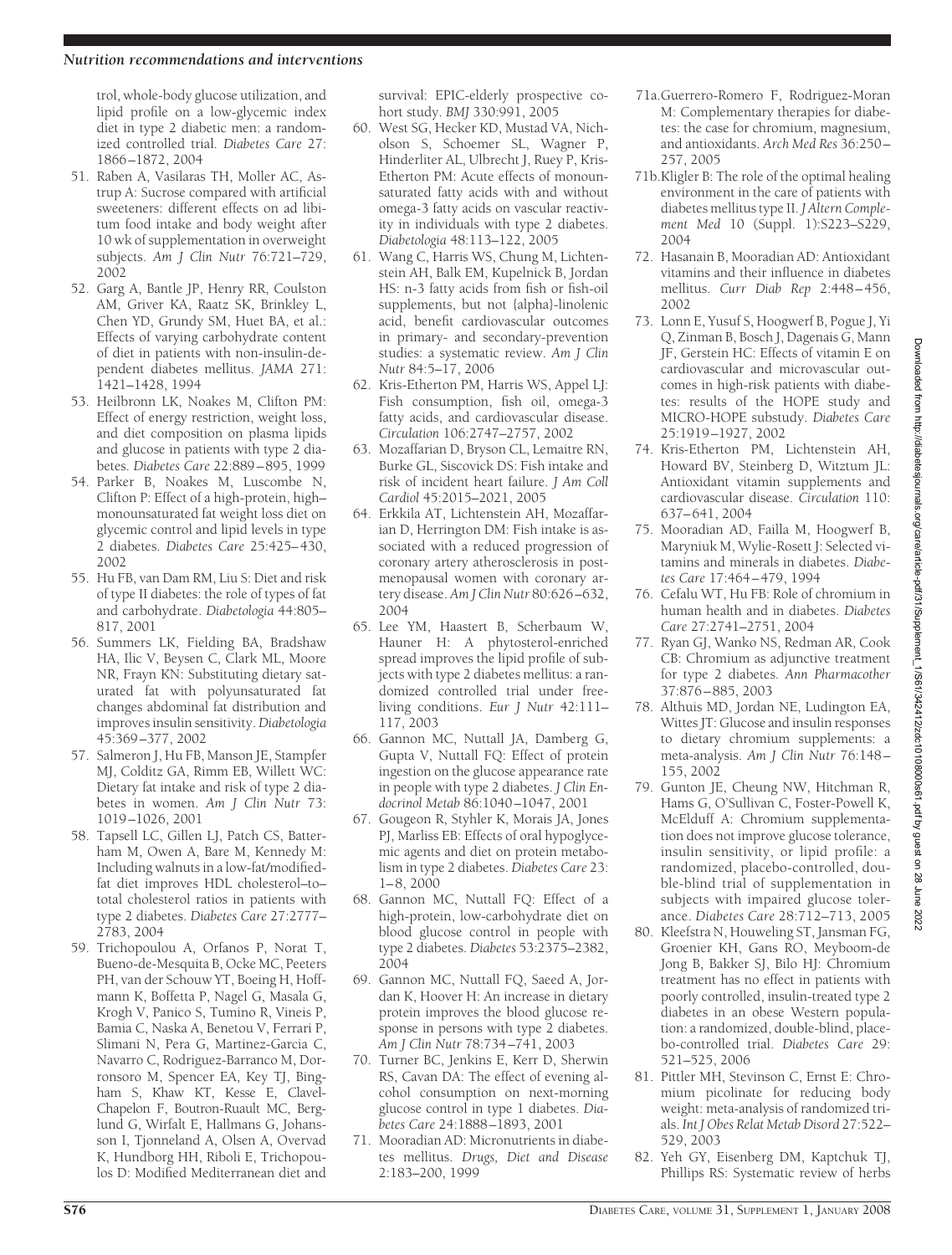trol, whole-body glucose utilization, and lipid profile on a low-glycemic index diet in type 2 diabetic men: a randomized controlled trial. *Diabetes Care* 27: 1866–1872, 2004

51. Raben A, Vasilaras TH, Moller AC, Astrup A: Sucrose compared with artificial sweeteners: different effects on ad libitum food intake and body weight after 10 wk of supplementation in overweight subjects. *Am J Clin Nutr* 76:721–729, 2002
52. Garg A, Bantle JP, Henry RR, Coulston AM, Griver KA, Raatz SK, Brinkley L, Chen YD, Grundy SM, Huet BA, et al.: Effects of varying carbohydrate content of diet in patients with non-insulin-dependent diabetes mellitus. *JAMA* 271: 1421–1428, 1994
53. Heilbronn LK, Noakes M, Clifton PM: Effect of energy restriction, weight loss, and diet composition on plasma lipids and glucose in patients with type 2 diabetes. *Diabetes Care* 22:889–895, 1999
54. Parker B, Noakes M, Luscombe N, Clifton P: Effect of a high-protein, high–monounsaturated fat weight loss diet on glycemic control and lipid levels in type 2 diabetes. *Diabetes Care* 25:425–430, 2002
55. Hu FB, van Dam RM, Liu S: Diet and risk of type II diabetes: the role of types of fat and carbohydrate. *Diabetologia* 44:805–817, 2001
56. Summers LK, Fielding BA, Bradshaw HA, Ilic V, Beysen C, Clark ML, Moore NR, Frayn KN: Substituting dietary saturated fat with polyunsaturated fat changes abdominal fat distribution and improves insulin sensitivity. *Diabetologia* 45:369–377, 2002
57. Salmeron J, Hu FB, Manson JE, Stampfer MJ, Colditz GA, Rimm EB, Willett WC: Dietary fat intake and risk of type 2 diabetes in women. *Am J Clin Nutr* 73: 1019–1026, 2001
58. Tapsell LC, Gillen LJ, Patch CS, Batterham M, Owen A, Bare M, Kennedy M: Including walnuts in a low-fat/modified-fat diet improves HDL cholesterol–to–total cholesterol ratios in patients with type 2 diabetes. *Diabetes Care* 27:2777–2783, 2004
59. Trichopoulou A, Orfanos P, Norat T, Bueno-de-Mesquita B, Ocke MC, Peeters PH, van der Schouw YT, Boeing H, Hoffmann K, Boffetta P, Nagel G, Masala G, Krogh V, Panico S, Tumino R, Vineis P, Bamia C, Naska A, Benetou V, Ferrari P, Slimani N, Pera G, Martinez-Garcia C, Navarro C, Rodriguez-Barranco M, Dorronsoro M, Spencer EA, Key TJ, Bingham S, Khaw KT, Kesse E, Clavel-Chapelon F, Boutron-Ruault MC, Berglund G, Wirfalt E, Hallmans G, Johansson I, Tjonneland A, Olsen A, Overvad K, Hundborg HH, Riboli E, Trichopoulos D: Modified Mediterranean diet and survival: EPIC-elderly prospective cohort study. *BMJ* 330:991, 2005
60. West SG, Hecker KD, Mustad VA, Nicholson S, Schoemer SL, Wagner P, Hinderliter AL, Ulbrecht J, Ruey P, Kris-Etherton PM: Acute effects of monounsaturated fatty acids with and without omega-3 fatty acids on vascular reactivity in individuals with type 2 diabetes. *Diabetologia* 48:113–122, 2005
61. Wang C, Harris WS, Chung M, Lichtenstein AH, Balk EM, Kupelnick B, Jordan HS: n-3 fatty acids from fish or fish-oil supplements, but not {alpha}-linolenic acid, benefit cardiovascular outcomes in primary- and secondary-prevention studies: a systematic review. *Am J Clin Nutr* 84:5–17, 2006
62. Kris-Etherton PM, Harris WS, Appel LJ: Fish consumption, fish oil, omega-3 fatty acids, and cardiovascular disease. *Circulation* 106:2747–2757, 2002
63. Mozaffarian D, Bryson CL, Lemaitre RN, Burke GL, Siscovick DS: Fish intake and risk of incident heart failure. *J Am Coll Cardiol* 45:2015–2021, 2005
64. Erkkila AT, Lichtenstein AH, Mozaffarian D, Herrington DM: Fish intake is associated with a reduced progression of coronary artery atherosclerosis in postmenopausal women with coronary artery disease. *Am J Clin Nutr* 80:626–632, 2004
65. Lee YM, Haastert B, Scherbaum W, Hauner H: A phytosterol-enriched spread improves the lipid profile of subjects with type 2 diabetes mellitus: a randomized controlled trial under free-living conditions. *Eur J Nutr* 42:111–117, 2003
66. Gannon MC, Nuttall JA, Damberg G, Gupta V, Nuttall FQ: Effect of protein ingestion on the glucose appearance rate in people with type 2 diabetes. *J Clin Endocrinol Metab* 86:1040–1047, 2001
67. Gougeon R, Styhler K, Morais JA, Jones PJ, Marliss EB: Effects of oral hypoglycemic agents and diet on protein metabolism in type 2 diabetes. *Diabetes Care* 23: 1–8, 2000
68. Gannon MC, Nuttall FQ: Effect of a high-protein, low-carbohydrate diet on blood glucose control in people with type 2 diabetes. *Diabetes* 53:2375–2382, 2004
69. Gannon MC, Nuttall FQ, Saeed A, Jordan K, Hoover H: An increase in dietary protein improves the blood glucose response in persons with type 2 diabetes. *Am J Clin Nutr* 78:734–741, 2003
70. Turner BC, Jenkins E, Kerr D, Sherwin RS, Cavan DA: The effect of evening alcohol consumption on next-morning glucose control in type 1 diabetes. *Diabetes Care* 24:1888–1893, 2001
71. Mooradian AD: Micronutrients in diabetes mellitus. *Drugs, Diet and Disease* 2:183–200, 1999

71a. Guerrero-Romero F, Rodriguez-Moran M: Complementary therapies for diabetes: the case for chromium, magnesium, and antioxidants. *Arch Med Res* 36:250–257, 2005

71b. Kligler B: The role of the optimal healing environment in the care of patients with diabetes mellitus type II. *J Altern Complement Med* 10 (Suppl. 1):S223–S229, 2004

72. Hasanain B, Mooradian AD: Antioxidant vitamins and their influence in diabetes mellitus. *Curr Diab Rep* 2:448–456, 2002
73. Lonn E, Yusuf S, Hoogwerf B, Pogue J, Yi Q, Zinman B, Bosch J, Dagenais G, Mann JF, Gerstein HC: Effects of vitamin E on cardiovascular and microvascular outcomes in high-risk patients with diabetes: results of the HOPE study and MICRO-HOPE substudy. *Diabetes Care* 25:1919–1927, 2002
74. Kris-Etherton PM, Lichtenstein AH, Howard BV, Steinberg D, Witztum JL: Antioxidant vitamin supplements and cardiovascular disease. *Circulation* 110: 637–641, 2004
75. Mooradian AD, Failla M, Hoogwerf B, Maryniuk M, Wylie-Rosett J: Selected vitamins and minerals in diabetes. *Diabetes Care* 17:464–479, 1994
76. Cefalu WT, Hu FB: Role of chromium in human health and in diabetes. *Diabetes Care* 27:2741–2751, 2004
77. Ryan GJ, Wanko NS, Redman AR, Cook CB: Chromium as adjunctive treatment for type 2 diabetes. *Ann Pharmacother* 37:876–885, 2003
78. Althuis MD, Jordan NE, Ludington EA, Wittes JT: Glucose and insulin responses to dietary chromium supplements: a meta-analysis. *Am J Clin Nutr* 76:148–155, 2002
79. Gunton JE, Cheung NW, Hitchman R, Hams G, O'Sullivan C, Foster-Powell K, McElduff A: Chromium supplementation does not improve glucose tolerance, insulin sensitivity, or lipid profile: a randomized, placebo-controlled, double-blind trial of supplementation in subjects with impaired glucose tolerance. *Diabetes Care* 28:712–713, 2005
80. Kleefstra N, Houweling ST, Jansman FG, Groenier KH, Gans RO, Meyboom-de Jong B, Bakker SJ, Bilo HJ: Chromium treatment has no effect in patients with poorly controlled, insulin-treated type 2 diabetes in an obese Western population: a randomized, double-blind, placebo-controlled trial. *Diabetes Care* 29: 521–525, 2006
81. Pittler MH, Stevinson C, Ernst E: Chromium picolinate for reducing body weight: meta-analysis of randomized trials. *Int J Obes Relat Metab Disord* 27:522–529, 2003
82. Yeh GY, Eisenberg DM, Kaptchuk TJ, Phillips RS: Systematic review of herbs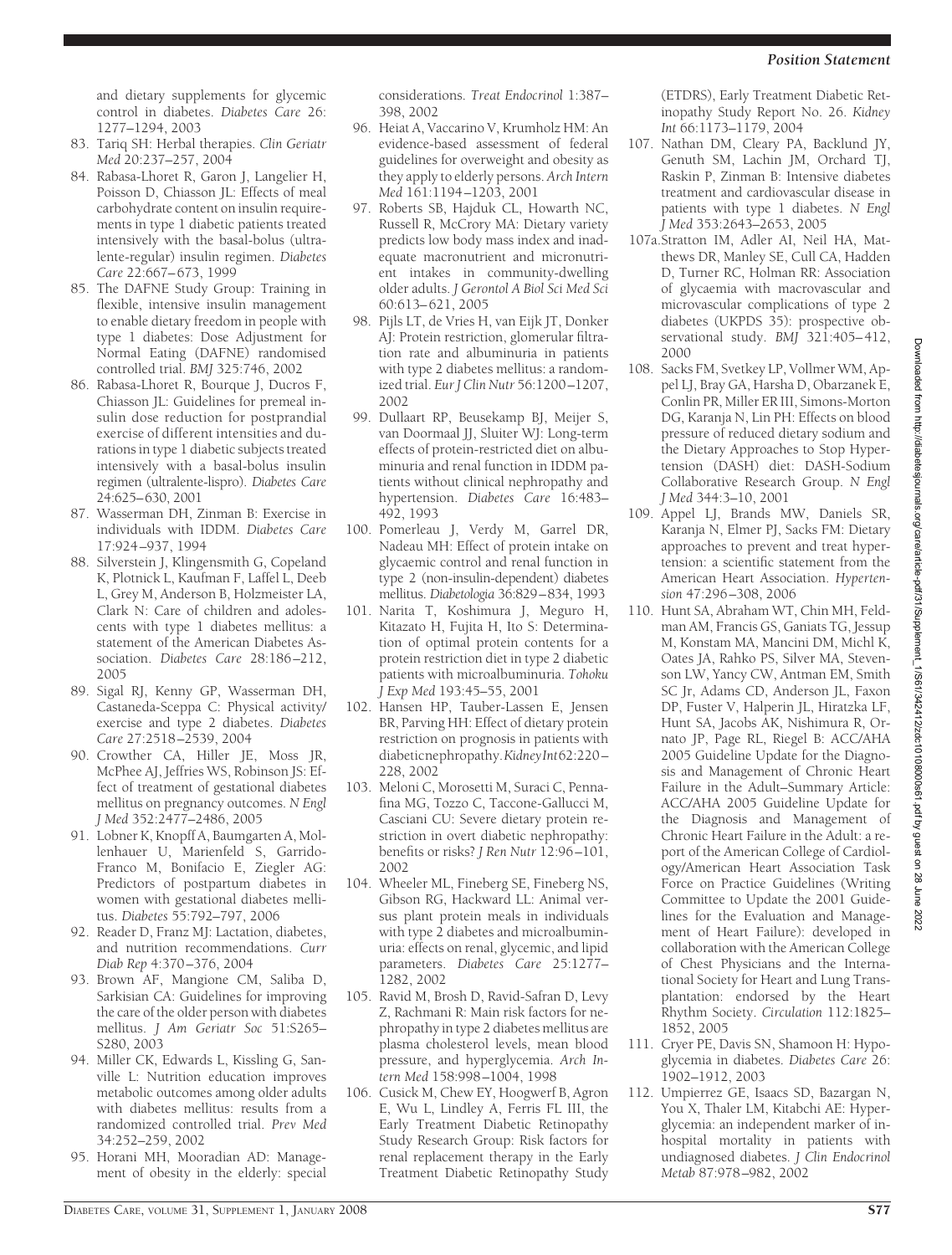and dietary supplements for glycemic control in diabetes. *Diabetes Care* 26: 1277–1294, 2003

83. Tariq SH: Herbal therapies. *Clin Geriatr Med* 20:237–257, 2004
84. Rabasa-Lhoret R, Garon J, Langelier H, Poisson D, Chiasson JL: Effects of meal carbohydrate content on insulin requirements in type 1 diabetic patients treated intensively with the basal-bolus (ultralente-regular) insulin regimen. *Diabetes Care* 22:667–673, 1999
85. The DAFNE Study Group: Training in flexible, intensive insulin management to enable dietary freedom in people with type 1 diabetes: Dose Adjustment for Normal Eating (DAFNE) randomised controlled trial. *BMJ* 325:746, 2002
86. Rabasa-Lhoret R, Bourque J, Ducros F, Chiasson JL: Guidelines for premeal insulin dose reduction for postprandial exercise of different intensities and durations in type 1 diabetic subjects treated intensively with a basal-bolus insulin regimen (ultralente-lispro). *Diabetes Care* 24:625–630, 2001
87. Wasserman DH, Zinman B: Exercise in individuals with IDDM. *Diabetes Care* 17:924–937, 1994
88. Silverstein J, Klingensmith G, Copeland K, Plotnick L, Kaufman F, Laffel L, Deeb L, Grey M, Anderson B, Holzmeister LA, Clark N: Care of children and adolescents with type 1 diabetes mellitus: a statement of the American Diabetes Association. *Diabetes Care* 28:186–212, 2005
89. Sigal RJ, Kenny GP, Wasserman DH, Castaneda-Sceppa C: Physical activity/ exercise and type 2 diabetes. *Diabetes Care* 27:2518–2539, 2004
90. Crowther CA, Hiller JE, Moss JR, McPhee AJ, Jeffries WS, Robinson JS: Effect of treatment of gestational diabetes mellitus on pregnancy outcomes. *N Engl J Med* 352:2477–2486, 2005
91. Lobner K, Knopff A, Baumgarten A, Mollenhauer U, Marienfeld S, Garrido-Franco M, Bonifacio E, Ziegler AG: Predictors of postpartum diabetes in women with gestational diabetes mellitus. *Diabetes* 55:792–797, 2006
92. Reader D, Franz MJ: Lactation, diabetes, and nutrition recommendations. *Curr Diab Rep* 4:370–376, 2004
93. Brown AF, Mangione CM, Saliba D, Sarkisian CA: Guidelines for improving the care of the older person with diabetes mellitus. *J Am Geriatr Soc* 51:S265–S280, 2003
94. Miller CK, Edwards L, Kissling G, Sanville L: Nutrition education improves metabolic outcomes among older adults with diabetes mellitus: results from a randomized controlled trial. *Prev Med* 34:252–259, 2002
95. Horani MH, Mooradian AD: Management of obesity in the elderly: special considerations. *Treat Endocrinol* 1:387–398, 2002
96. Heiat A, Vaccarino V, Krumholz HM: An evidence-based assessment of federal guidelines for overweight and obesity as they apply to elderly persons. *Arch Intern Med* 161:1194–1203, 2001
97. Roberts SB, Hajduk CL, Howarth NC, Russell R, McCrory MA: Dietary variety predicts low body mass index and inadequate macronutrient and micronutrient intakes in community-dwelling older adults. *J Gerontol A Biol Sci Med Sci* 60:613–621, 2005
98. Pijls LT, de Vries H, van Eijk JT, Donker AJ: Protein restriction, glomerular filtration rate and albuminuria in patients with type 2 diabetes mellitus: a randomized trial. *Eur J Clin Nutr* 56:1200–1207, 2002
99. Dullaart RP, Beusekamp BJ, Meijer S, van Doormaal JJ, Sluiter WJ: Long-term effects of protein-restricted diet on albuminuria and renal function in IDDM patients without clinical nephropathy and hypertension. *Diabetes Care* 16:483–492, 1993
100. Pomerleau J, Verdy M, Garrel DR, Nadeau MH: Effect of protein intake on glycaemic control and renal function in type 2 (non-insulin-dependent) diabetes mellitus. *Diabetologia* 36:829–834, 1993
101. Narita T, Koshimura J, Meguro H, Kitazato H, Fujita H, Ito S: Determination of optimal protein contents for a protein restriction diet in type 2 diabetic patients with microalbuminuria. *Tohoku J Exp Med* 193:45–55, 2001
102. Hansen HP, Tauber-Lassen E, Jensen BR, Parving HH: Effect of dietary protein restriction on prognosis in patients with diabeticnephropathy. *Kidney Int* 62:220–228, 2002
103. Meloni C, Morosetti M, Suraci C, Pennafina MG, Tozzo C, Taccone-Gallucci M, Casciani CU: Severe dietary protein restriction in overt diabetic nephropathy: benefits or risks? *J Ren Nutr* 12:96–101, 2002
104. Wheeler ML, Fineberg SE, Fineberg NS, Gibson RG, Hackward LL: Animal versus plant protein meals in individuals with type 2 diabetes and microalbuminuria: effects on renal, glycemic, and lipid parameters. *Diabetes Care* 25:1277–1282, 2002
105. Ravid M, Brosh D, Ravid-Safran D, Levy Z, Rachmani R: Main risk factors for nephropathy in type 2 diabetes mellitus are plasma cholesterol levels, mean blood pressure, and hyperglycemia. *Arch Intern Med* 158:998–1004, 1998
106. Cusick M, Chew EY, Hoogwerf B, Agron E, Wu L, Lindley A, Ferris FL III, the Early Treatment Diabetic Retinopathy Study Research Group: Risk factors for renal replacement therapy in the Early Treatment Diabetic Retinopathy Study (ETDRS), Early Treatment Diabetic Retinopathy Study Report No. 26. *Kidney Int* 66:1173–1179, 2004
107. Nathan DM, Cleary PA, Backlund JY, Genuth SM, Lachin JM, Orchard TJ, Raskin P, Zinman B: Intensive diabetes treatment and cardiovascular disease in patients with type 1 diabetes. *N Engl J Med* 353:2643–2653, 2005

107a. Stratton IM, Adler AI, Neil HA, Matthews DR, Manley SE, Cull CA, Hadden D, Turner RC, Holman RR: Association of glycaemia with macrovascular and microvascular complications of type 2 diabetes (UKPDS 35): prospective observational study. *BMJ* 321:405–412, 2000

108. Sacks FM, Svetkey LP, Vollmer WM, Appel LJ, Bray GA, Harsha D, Obarzanek E, Conlin PR, Miller ER III, Simons-Morton DG, Karanja N, Lin PH: Effects on blood pressure of reduced dietary sodium and the Dietary Approaches to Stop Hypertension (DASH) diet: DASH-Sodium Collaborative Research Group. *N Engl J Med* 344:3–10, 2001
109. Appel LJ, Brands MW, Daniels SR, Karanja N, Elmer PJ, Sacks FM: Dietary approaches to prevent and treat hypertension: a scientific statement from the American Heart Association. *Hypertension* 47:296–308, 2006
110. Hunt SA, Abraham WT, Chin MH, Feldman AM, Francis GS, Ganiats TG, Jessup M, Konstam MA, Mancini DM, Michl K, Oates JA, Rahko PS, Silver MA, Stevenson LW, Yancy CW, Antman EM, Smith SC Jr, Adams CD, Anderson JL, Faxon DP, Fuster V, Halperin JL, Hiratzka LF, Hunt SA, Jacobs AK, Nishimura R, Ornato JP, Page RL, Riegel B: ACC/AHA 2005 Guideline Update for the Diagnosis and Management of Chronic Heart Failure in the Adult–Summary Article: ACC/AHA 2005 Guideline Update for the Diagnosis and Management of Chronic Heart Failure in the Adult: a report of the American College of Cardiology/American Heart Association Task Force on Practice Guidelines (Writing Committee to Update the 2001 Guidelines for the Evaluation and Management of Heart Failure): developed in collaboration with the American College of Chest Physicians and the International Society for Heart and Lung Transplantation: endorsed by the Heart Rhythm Society. *Circulation* 112:1825–1852, 2005
111. Cryer PE, Davis SN, Shamoon H: Hypoglycemia in diabetes. *Diabetes Care* 26: 1902–1912, 2003
112. Umpierrez GE, Isaacs SD, Bazargan N, You X, Thaler LM, Kitabchi AE: Hyperglycemia: an independent marker of in-hospital mortality in patients with undiagnosed diabetes. *J Clin Endocrinol Metab* 87:978–982, 2002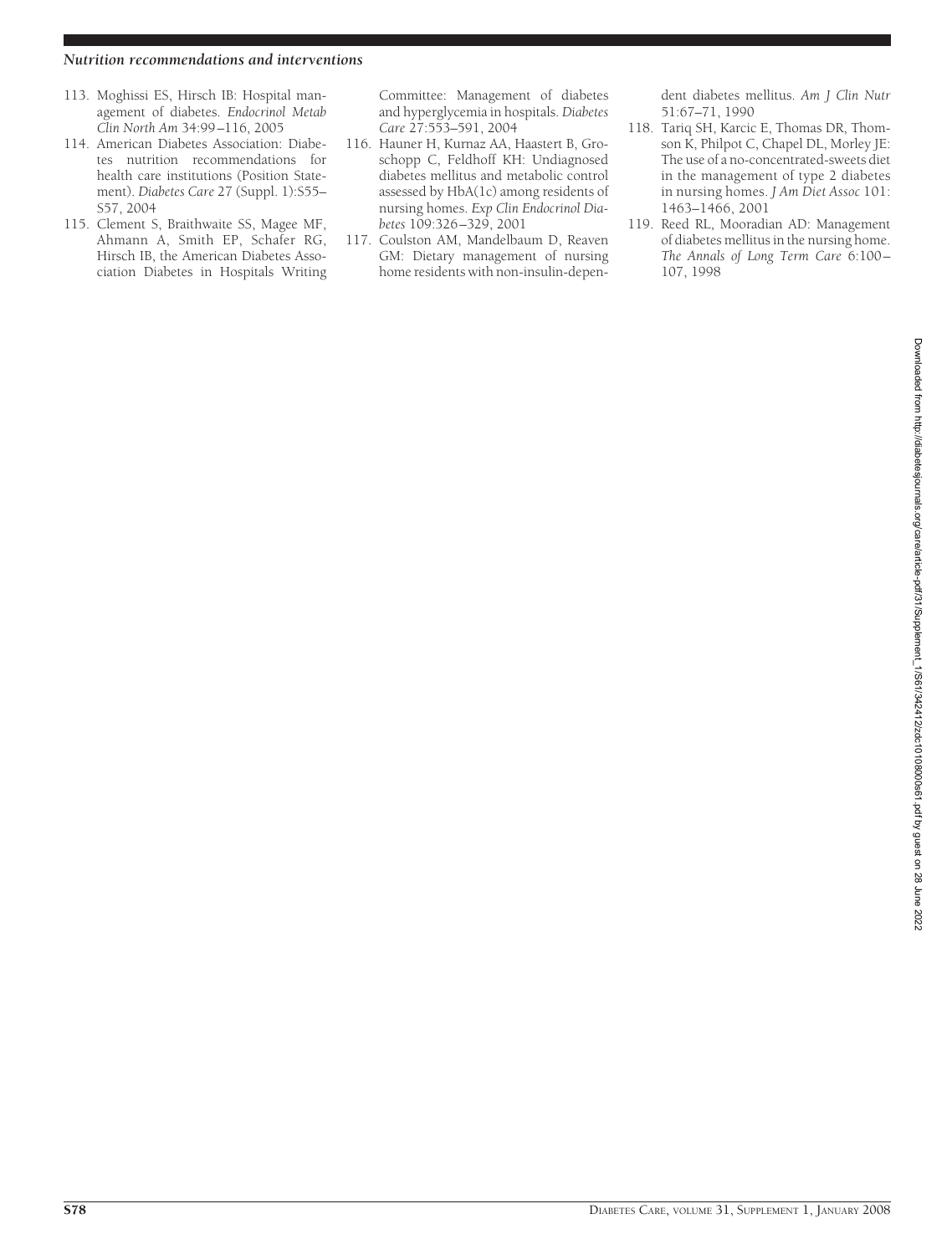113. Moghissi ES, Hirsch IB: Hospital management of diabetes. *Endocrinol Metab Clin North Am* 34:99–116, 2005
114. American Diabetes Association: Diabetes nutrition recommendations for health care institutions (Position Statement). *Diabetes Care* 27 (Suppl. 1):S55–S57, 2004
115. Clement S, Braithwaite SS, Magee MF, Ahmann A, Smith EP, Schafer RG, Hirsch IB, the American Diabetes Association Diabetes in Hospitals Writing Committee: Management of diabetes and hyperglycemia in hospitals. *Diabetes Care* 27:553–591, 2004
116. Hauner H, Kurnaz AA, Haastert B, Groschopp C, Feldhoff KH: Undiagnosed diabetes mellitus and metabolic control assessed by HbA(1c) among residents of nursing homes. *Exp Clin Endocrinol Diabetes* 109:326–329, 2001
117. Coulston AM, Mandelbaum D, Reaven GM: Dietary management of nursing home residents with non-insulin-dependent diabetes mellitus. *Am J Clin Nutr* 51:67–71, 1990
118. Tariq SH, Karcic E, Thomas DR, Thomson K, Philpot C, Chapel DL, Morley JE: The use of a no-concentrated-sweets diet in the management of type 2 diabetes in nursing homes. *J Am Diet Assoc* 101: 1463–1466, 2001
119. Reed RL, Mooradian AD: Management of diabetes mellitus in the nursing home. *The Annals of Long Term Care* 6:100–107, 1998